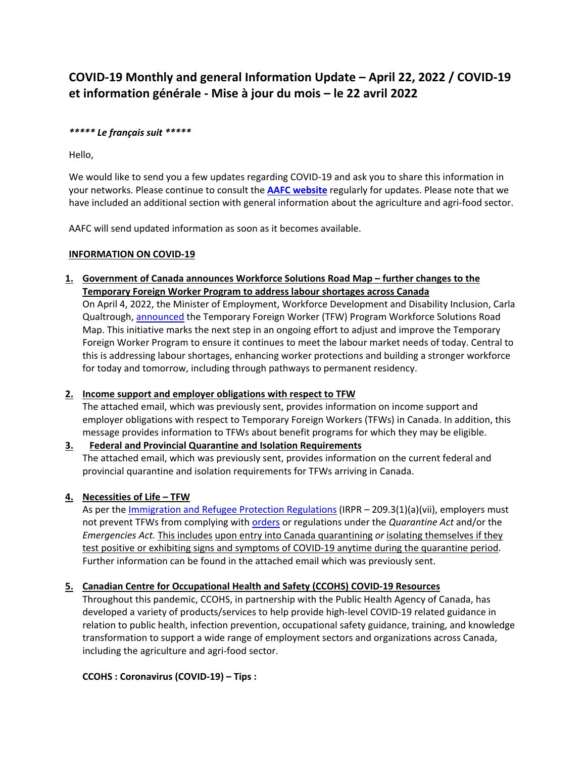# COVID-19 Monthly and general Information Update – April 22, 2022 / COVID-19 et information générale - Mise à jour du mois – le 22 avril 2022

***\*\*\*\*\* Le français suit \*\*\*\*\****

Hello,

We would like to send you a few updates regarding COVID-19 and ask you to share this information in your networks. Please continue to consult the **AAFC website** regularly for updates. Please note that we have included an additional section with general information about the agriculture and agri-food sector.

AAFC will send updated information as soon as it becomes available.

**INFORMATION ON COVID-19**

1. **Government of Canada announces Workforce Solutions Road Map – further changes to the Temporary Foreign Worker Program to address labour shortages across Canada**
   On April 4, 2022, the Minister of Employment, Workforce Development and Disability Inclusion, Carla Qualtrough, announced the Temporary Foreign Worker (TFW) Program Workforce Solutions Road Map. This initiative marks the next step in an ongoing effort to adjust and improve the Temporary Foreign Worker Program to ensure it continues to meet the labour market needs of today. Central to this is addressing labour shortages, enhancing worker protections and building a stronger workforce for today and tomorrow, including through pathways to permanent residency.

2. **Income support and employer obligations with respect to TFW**
   The attached email, which was previously sent, provides information on income support and employer obligations with respect to Temporary Foreign Workers (TFWs) in Canada. In addition, this message provides information to TFWs about benefit programs for which they may be eligible.

3. **Federal and Provincial Quarantine and Isolation Requirements**
   The attached email, which was previously sent, provides information on the current federal and provincial quarantine and isolation requirements for TFWs arriving in Canada.

4. **Necessities of Life – TFW**
   As per the Immigration and Refugee Protection Regulations (IRPR – 209.3(1)(a)(vii), employers must not prevent TFWs from complying with orders or regulations under the *Quarantine Act* and/or the *Emergencies Act.* This includes upon entry into Canada quarantining *or* isolating themselves if they test positive or exhibiting signs and symptoms of COVID-19 anytime during the quarantine period. Further information can be found in the attached email which was previously sent.

5. **Canadian Centre for Occupational Health and Safety (CCOHS) COVID-19 Resources**
   Throughout this pandemic, CCOHS, in partnership with the Public Health Agency of Canada, has developed a variety of products/services to help provide high-level COVID-19 related guidance in relation to public health, infection prevention, occupational safety guidance, training, and knowledge transformation to support a wide range of employment sectors and organizations across Canada, including the agriculture and agri-food sector.

   **CCOHS : Coronavirus (COVID-19) – Tips :**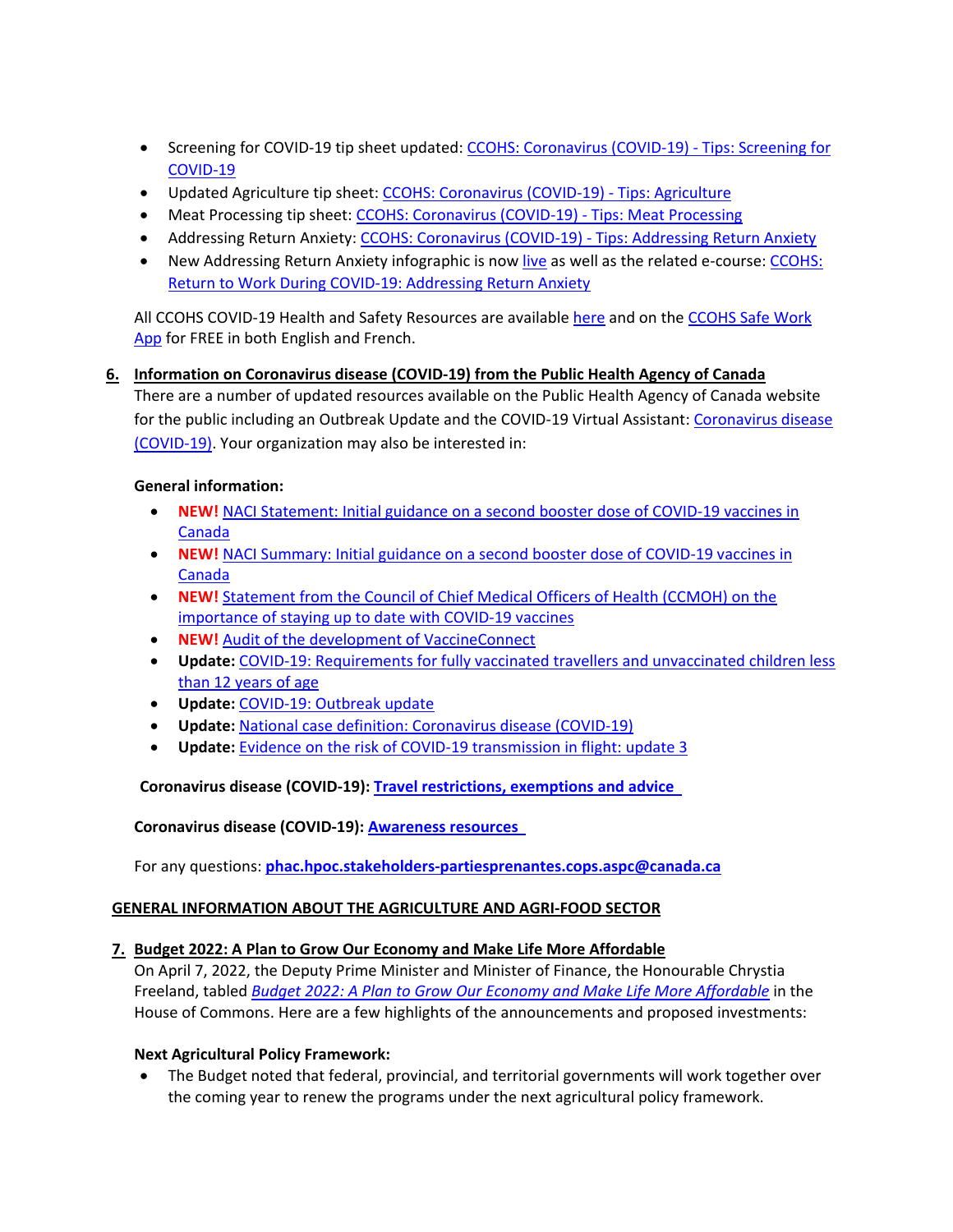- Screening for COVID-19 tip sheet updated: CCOHS: Coronavirus (COVID-19) - Tips: Screening for COVID-19
- Updated Agriculture tip sheet: CCOHS: Coronavirus (COVID-19) - Tips: Agriculture
- Meat Processing tip sheet: CCOHS: Coronavirus (COVID-19) - Tips: Meat Processing
- Addressing Return Anxiety: CCOHS: Coronavirus (COVID-19) - Tips: Addressing Return Anxiety
- New Addressing Return Anxiety infographic is now live as well as the related e-course: CCOHS: Return to Work During COVID-19: Addressing Return Anxiety

All CCOHS COVID-19 Health and Safety Resources are available here and on the CCOHS Safe Work App for FREE in both English and French.

6. **Information on Coronavirus disease (COVID-19) from the Public Health Agency of Canada**

   There are a number of updated resources available on the Public Health Agency of Canada website for the public including an Outbreak Update and the COVID-19 Virtual Assistant: Coronavirus disease (COVID-19). Your organization may also be interested in:

   **General information:**

   - **NEW!** NACI Statement: Initial guidance on a second booster dose of COVID-19 vaccines in Canada
   - **NEW!** NACI Summary: Initial guidance on a second booster dose of COVID-19 vaccines in Canada
   - **NEW!** Statement from the Council of Chief Medical Officers of Health (CCMOH) on the importance of staying up to date with COVID-19 vaccines
   - **NEW!** Audit of the development of VaccineConnect
   - **Update:** COVID-19: Requirements for fully vaccinated travellers and unvaccinated children less than 12 years of age
   - **Update:** COVID-19: Outbreak update
   - **Update:** National case definition: Coronavirus disease (COVID-19)
   - **Update:** Evidence on the risk of COVID-19 transmission in flight: update 3

   **Coronavirus disease (COVID-19): Travel restrictions, exemptions and advice**

   **Coronavirus disease (COVID-19): Awareness resources**

   For any questions: **phac.hpoc.stakeholders-partiesprenantes.cops.aspc@canada.ca**

## GENERAL INFORMATION ABOUT THE AGRICULTURE AND AGRI-FOOD SECTOR

7. **Budget 2022: A Plan to Grow Our Economy and Make Life More Affordable**

   On April 7, 2022, the Deputy Prime Minister and Minister of Finance, the Honourable Chrystia Freeland, tabled *Budget 2022: A Plan to Grow Our Economy and Make Life More Affordable* in the House of Commons. Here are a few highlights of the announcements and proposed investments:

   **Next Agricultural Policy Framework:**

   - The Budget noted that federal, provincial, and territorial governments will work together over the coming year to renew the programs under the next agricultural policy framework.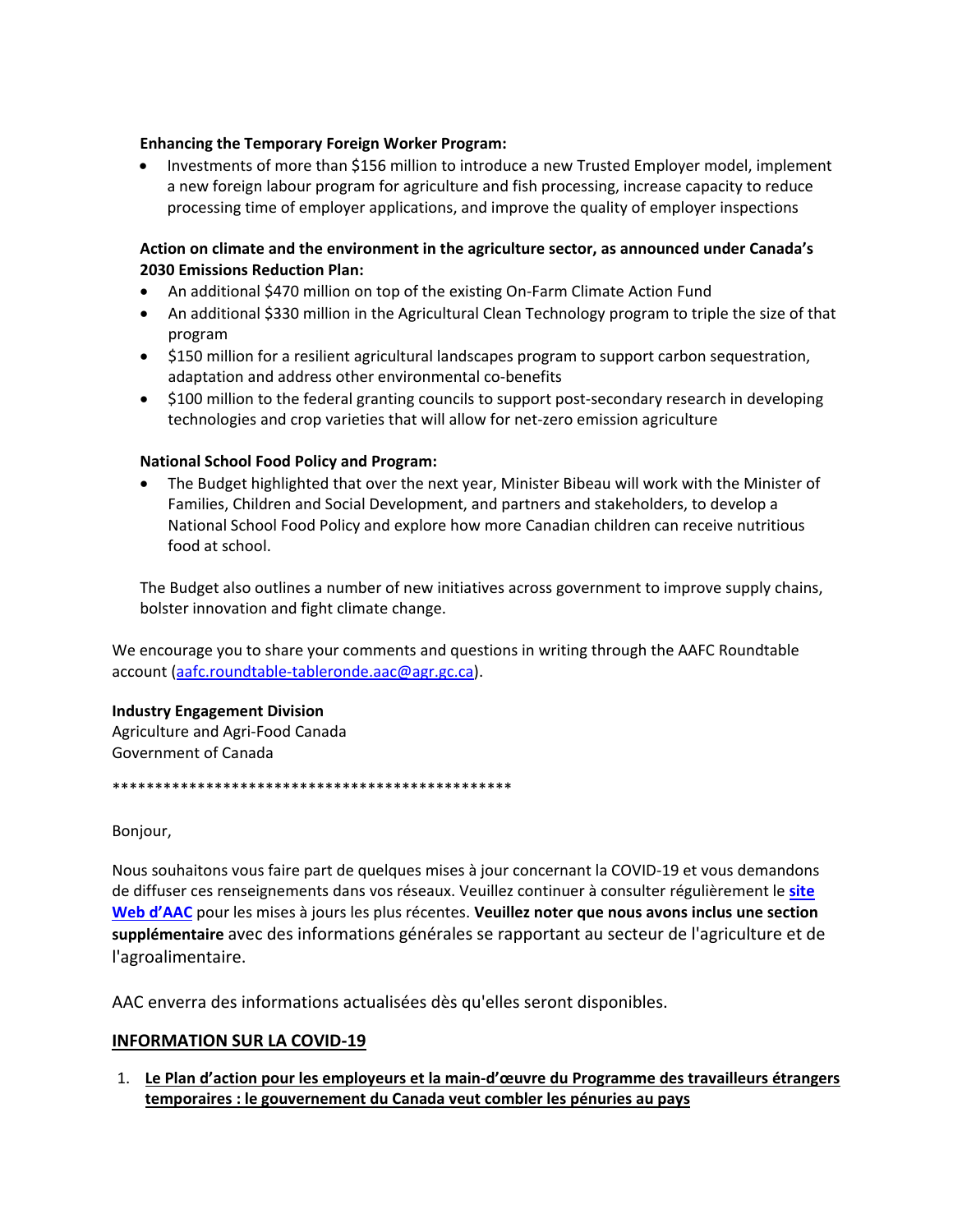**Enhancing the Temporary Foreign Worker Program:**

- Investments of more than $156 million to introduce a new Trusted Employer model, implement a new foreign labour program for agriculture and fish processing, increase capacity to reduce processing time of employer applications, and improve the quality of employer inspections

**Action on climate and the environment in the agriculture sector, as announced under Canada's 2030 Emissions Reduction Plan:**

- An additional $470 million on top of the existing On-Farm Climate Action Fund
- An additional $330 million in the Agricultural Clean Technology program to triple the size of that program
- $150 million for a resilient agricultural landscapes program to support carbon sequestration, adaptation and address other environmental co-benefits
- $100 million to the federal granting councils to support post-secondary research in developing technologies and crop varieties that will allow for net-zero emission agriculture

**National School Food Policy and Program:**

- The Budget highlighted that over the next year, Minister Bibeau will work with the Minister of Families, Children and Social Development, and partners and stakeholders, to develop a National School Food Policy and explore how more Canadian children can receive nutritious food at school.

The Budget also outlines a number of new initiatives across government to improve supply chains, bolster innovation and fight climate change.

We encourage you to share your comments and questions in writing through the AAFC Roundtable account (aafc.roundtable-tableronde.aac@agr.gc.ca).

**Industry Engagement Division**
Agriculture and Agri-Food Canada
Government of Canada

************************************************

Bonjour,

Nous souhaitons vous faire part de quelques mises à jour concernant la COVID-19 et vous demandons de diffuser ces renseignements dans vos réseaux. Veuillez continuer à consulter régulièrement le **site Web d'AAC** pour les mises à jours les plus récentes. **Veuillez noter que nous avons inclus une section supplémentaire** avec des informations générales se rapportant au secteur de l'agriculture et de l'agroalimentaire.

AAC enverra des informations actualisées dès qu'elles seront disponibles.

## INFORMATION SUR LA COVID-19

1. **Le Plan d'action pour les employeurs et la main-d'œuvre du Programme des travailleurs étrangers temporaires : le gouvernement du Canada veut combler les pénuries au pays**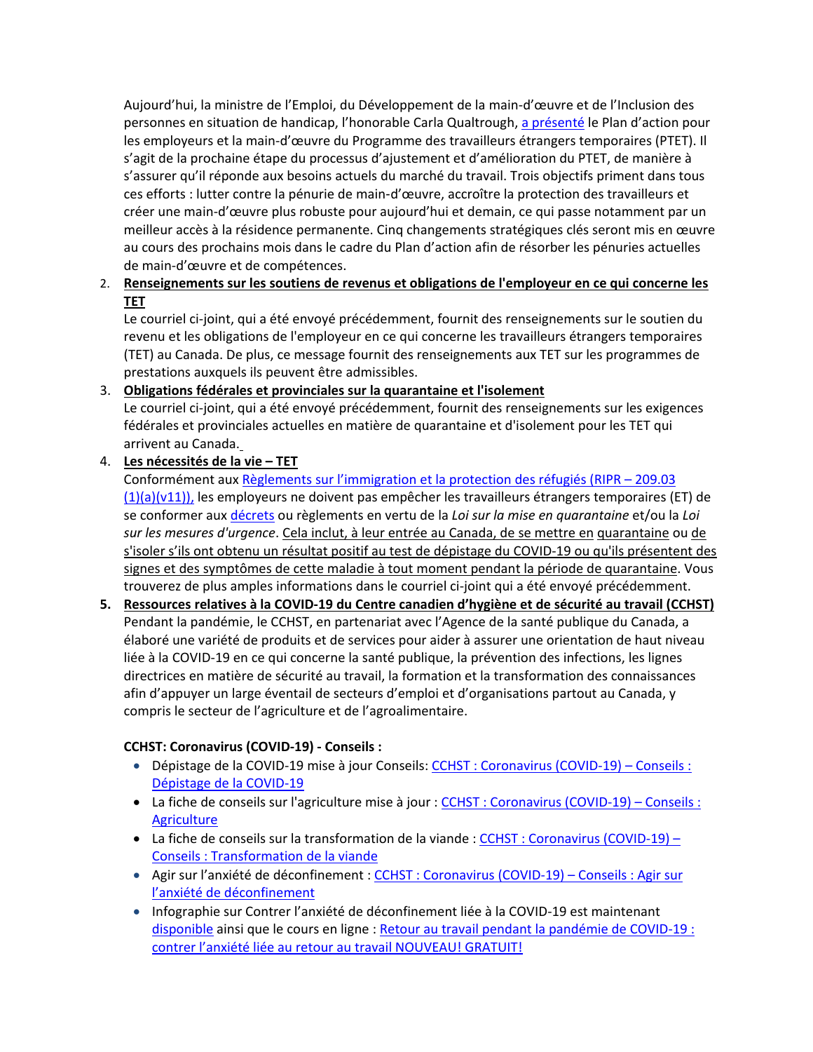Aujourd'hui, la ministre de l'Emploi, du Développement de la main-d'œuvre et de l'Inclusion des personnes en situation de handicap, l'honorable Carla Qualtrough, a présenté le Plan d'action pour les employeurs et la main-d'œuvre du Programme des travailleurs étrangers temporaires (PTET). Il s'agit de la prochaine étape du processus d'ajustement et d'amélioration du PTET, de manière à s'assurer qu'il réponde aux besoins actuels du marché du travail. Trois objectifs priment dans tous ces efforts : lutter contre la pénurie de main-d'œuvre, accroître la protection des travailleurs et créer une main-d'œuvre plus robuste pour aujourd'hui et demain, ce qui passe notamment par un meilleur accès à la résidence permanente. Cinq changements stratégiques clés seront mis en œuvre au cours des prochains mois dans le cadre du Plan d'action afin de résorber les pénuries actuelles de main-d'œuvre et de compétences.

2. **Renseignements sur les soutiens de revenus et obligations de l'employeur en ce qui concerne les TET**
   Le courriel ci-joint, qui a été envoyé précédemment, fournit des renseignements sur le soutien du revenu et les obligations de l'employeur en ce qui concerne les travailleurs étrangers temporaires (TET) au Canada. De plus, ce message fournit des renseignements aux TET sur les programmes de prestations auxquels ils peuvent être admissibles.
3. **Obligations fédérales et provinciales sur la quarantaine et l'isolement**
   Le courriel ci-joint, qui a été envoyé précédemment, fournit des renseignements sur les exigences fédérales et provinciales actuelles en matière de quarantaine et d'isolement pour les TET qui arrivent au Canada.
4. **Les nécessités de la vie – TET**
   Conformément aux Règlements sur l'immigration et la protection des réfugiés (RIPR – 209.03 (1)(a)(v11)), les employeurs ne doivent pas empêcher les travailleurs étrangers temporaires (ET) de se conformer aux décrets ou règlements en vertu de la *Loi sur la mise en quarantaine* et/ou la *Loi sur les mesures d'urgence*. Cela inclut, à leur entrée au Canada, de se mettre en quarantaine ou de s'isoler s'ils ont obtenu un résultat positif au test de dépistage du COVID-19 ou qu'ils présentent des signes et des symptômes de cette maladie à tout moment pendant la période de quarantaine. Vous trouverez de plus amples informations dans le courriel ci-joint qui a été envoyé précédemment.
5. **Ressources relatives à la COVID-19 du Centre canadien d'hygiène et de sécurité au travail (CCHST)**
   Pendant la pandémie, le CCHST, en partenariat avec l'Agence de la santé publique du Canada, a élaboré une variété de produits et de services pour aider à assurer une orientation de haut niveau liée à la COVID-19 en ce qui concerne la santé publique, la prévention des infections, les lignes directrices en matière de sécurité au travail, la formation et la transformation des connaissances afin d'appuyer un large éventail de secteurs d'emploi et d'organisations partout au Canada, y compris le secteur de l'agriculture et de l'agroalimentaire.

   **CCHST: Coronavirus (COVID-19) - Conseils :**

   - Dépistage de la COVID-19 mise à jour Conseils: CCHST : Coronavirus (COVID-19) – Conseils : Dépistage de la COVID-19
   - La fiche de conseils sur l'agriculture mise à jour : CCHST : Coronavirus (COVID-19) – Conseils : Agriculture
   - La fiche de conseils sur la transformation de la viande : CCHST : Coronavirus (COVID-19) – Conseils : Transformation de la viande
   - Agir sur l'anxiété de déconfinement : CCHST : Coronavirus (COVID-19) – Conseils : Agir sur l'anxiété de déconfinement
   - Infographie sur Contrer l'anxiété de déconfinement liée à la COVID-19 est maintenant disponible ainsi que le cours en ligne : Retour au travail pendant la pandémie de COVID-19 : contrer l'anxiété liée au retour au travail NOUVEAU! GRATUIT!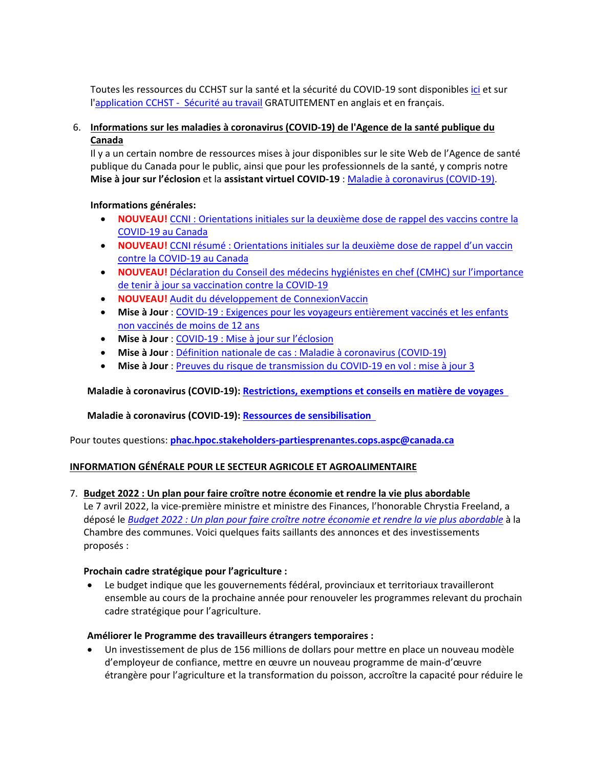Toutes les ressources du CCHST sur la santé et la sécurité du COVID-19 sont disponibles ici et sur l'application CCHST - Sécurité au travail GRATUITEMENT en anglais et en français.

6. **Informations sur les maladies à coronavirus (COVID-19) de l'Agence de la santé publique du Canada**

   Il y a un certain nombre de ressources mises à jour disponibles sur le site Web de l'Agence de santé publique du Canada pour le public, ainsi que pour les professionnels de la santé, y compris notre **Mise à jour sur l'éclosion** et la **assistant virtuel COVID-19** : Maladie à coronavirus (COVID-19).

   **Informations générales:**

   - **NOUVEAU!** CCNI : Orientations initiales sur la deuxième dose de rappel des vaccins contre la COVID-19 au Canada
   - **NOUVEAU!** CCNI résumé : Orientations initiales sur la deuxième dose de rappel d'un vaccin contre la COVID-19 au Canada
   - **NOUVEAU!** Déclaration du Conseil des médecins hygiénistes en chef (CMHC) sur l'importance de tenir à jour sa vaccination contre la COVID-19
   - **NOUVEAU!** Audit du développement de ConnexionVaccin
   - **Mise à Jour** : COVID-19 : Exigences pour les voyageurs entièrement vaccinés et les enfants non vaccinés de moins de 12 ans
   - **Mise à Jour** : COVID-19 : Mise à jour sur l'éclosion
   - **Mise à Jour** : Définition nationale de cas : Maladie à coronavirus (COVID-19)
   - **Mise à Jour** : Preuves du risque de transmission du COVID-19 en vol : mise à jour 3

   **Maladie à coronavirus (COVID-19): Restrictions, exemptions et conseils en matière de voyages**

   **Maladie à coronavirus (COVID-19): Ressources de sensibilisation**

Pour toutes questions: **phac.hpoc.stakeholders-partiesprenantes.cops.aspc@canada.ca**

## INFORMATION GÉNÉRALE POUR LE SECTEUR AGRICOLE ET AGROALIMENTAIRE

7. **Budget 2022 : Un plan pour faire croître notre économie et rendre la vie plus abordable**

   Le 7 avril 2022, la vice-première ministre et ministre des Finances, l'honorable Chrystia Freeland, a déposé le *Budget 2022 : Un plan pour faire croître notre économie et rendre la vie plus abordable* à la Chambre des communes. Voici quelques faits saillants des annonces et des investissements proposés :

   **Prochain cadre stratégique pour l'agriculture :**

   - Le budget indique que les gouvernements fédéral, provinciaux et territoriaux travailleront ensemble au cours de la prochaine année pour renouveler les programmes relevant du prochain cadre stratégique pour l'agriculture.

   **Améliorer le Programme des travailleurs étrangers temporaires :**

   - Un investissement de plus de 156 millions de dollars pour mettre en place un nouveau modèle d'employeur de confiance, mettre en œuvre un nouveau programme de main-d'œuvre étrangère pour l'agriculture et la transformation du poisson, accroître la capacité pour réduire le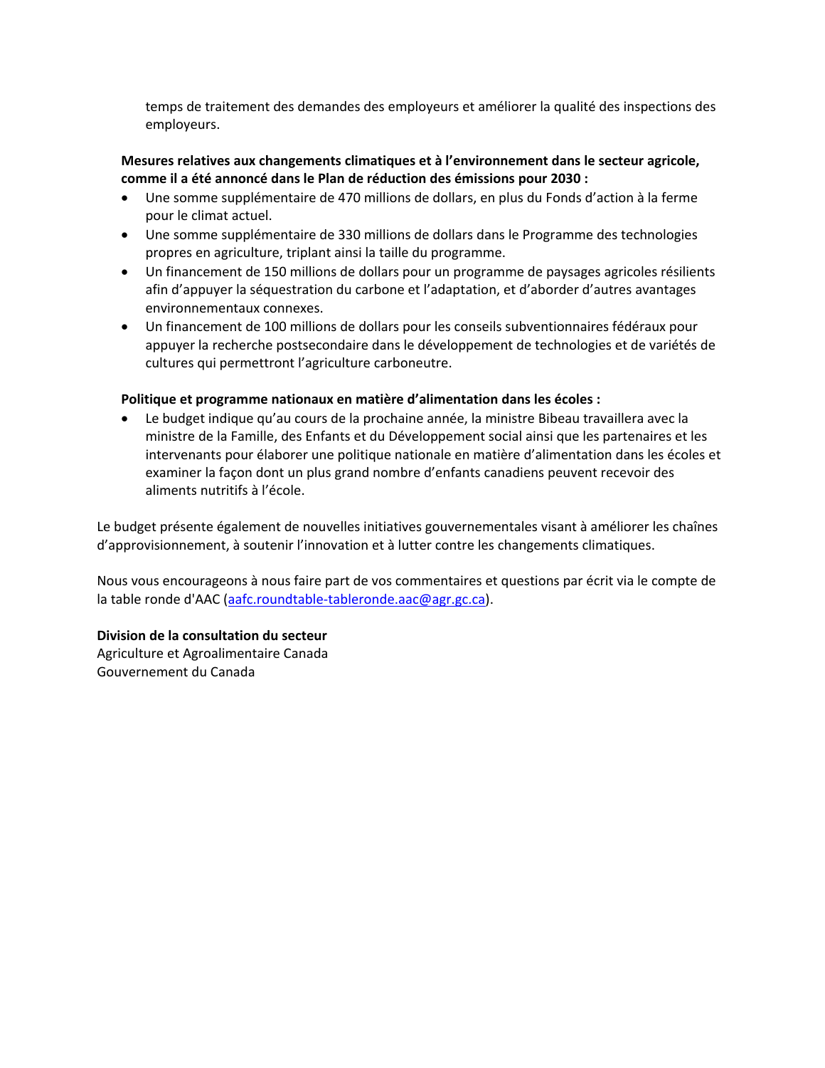temps de traitement des demandes des employeurs et améliorer la qualité des inspections des employeurs.

**Mesures relatives aux changements climatiques et à l'environnement dans le secteur agricole, comme il a été annoncé dans le Plan de réduction des émissions pour 2030 :**

- Une somme supplémentaire de 470 millions de dollars, en plus du Fonds d'action à la ferme pour le climat actuel.
- Une somme supplémentaire de 330 millions de dollars dans le Programme des technologies propres en agriculture, triplant ainsi la taille du programme.
- Un financement de 150 millions de dollars pour un programme de paysages agricoles résilients afin d'appuyer la séquestration du carbone et l'adaptation, et d'aborder d'autres avantages environnementaux connexes.
- Un financement de 100 millions de dollars pour les conseils subventionnaires fédéraux pour appuyer la recherche postsecondaire dans le développement de technologies et de variétés de cultures qui permettront l'agriculture carboneutre.

**Politique et programme nationaux en matière d'alimentation dans les écoles :**

- Le budget indique qu'au cours de la prochaine année, la ministre Bibeau travaillera avec la ministre de la Famille, des Enfants et du Développement social ainsi que les partenaires et les intervenants pour élaborer une politique nationale en matière d'alimentation dans les écoles et examiner la façon dont un plus grand nombre d'enfants canadiens peuvent recevoir des aliments nutritifs à l'école.

Le budget présente également de nouvelles initiatives gouvernementales visant à améliorer les chaînes d'approvisionnement, à soutenir l'innovation et à lutter contre les changements climatiques.

Nous vous encourageons à nous faire part de vos commentaires et questions par écrit via le compte de la table ronde d'AAC (aafc.roundtable-tableronde.aac@agr.gc.ca).

**Division de la consultation du secteur**
Agriculture et Agroalimentaire Canada
Gouvernement du Canada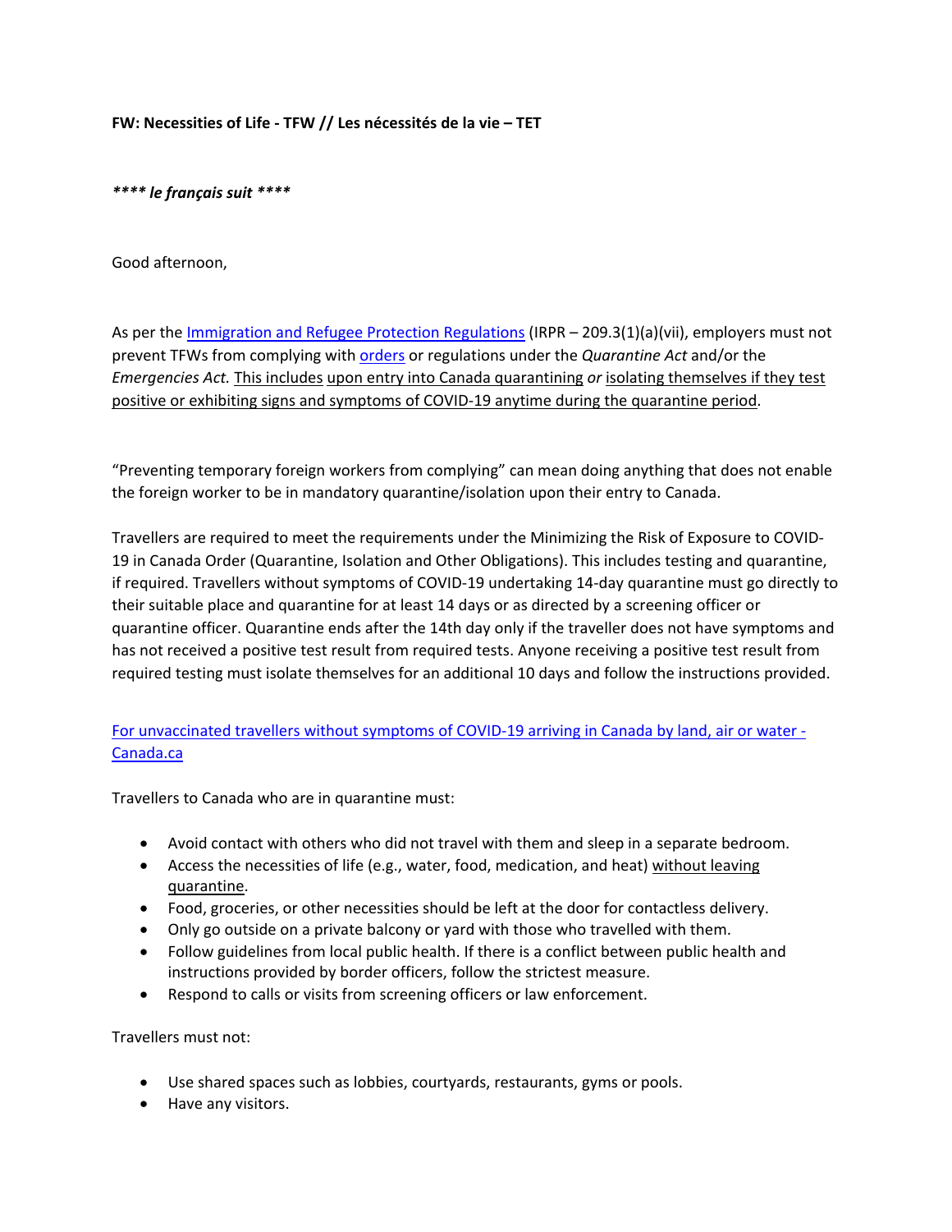**FW: Necessities of Life - TFW // Les nécessités de la vie – TET**

***\*\*\*\* le français suit \*\*\*\****

Good afternoon,

As per the [Immigration and Refugee Protection Regulations](#) (IRPR – 209.3(1)(a)(vii), employers must not prevent TFWs from complying with [orders](#) or regulations under the *Quarantine Act* and/or the *Emergencies Act.* <u>This includes</u> <u>upon entry into Canada quarantining</u> *or* <u>isolating themselves if they test positive or exhibiting signs and symptoms of COVID-19 anytime during the quarantine period</u>.

"Preventing temporary foreign workers from complying" can mean doing anything that does not enable the foreign worker to be in mandatory quarantine/isolation upon their entry to Canada.

Travellers are required to meet the requirements under the Minimizing the Risk of Exposure to COVID-19 in Canada Order (Quarantine, Isolation and Other Obligations). This includes testing and quarantine, if required. Travellers without symptoms of COVID-19 undertaking 14-day quarantine must go directly to their suitable place and quarantine for at least 14 days or as directed by a screening officer or quarantine officer. Quarantine ends after the 14th day only if the traveller does not have symptoms and has not received a positive test result from required tests. Anyone receiving a positive test result from required testing must isolate themselves for an additional 10 days and follow the instructions provided.

[For unvaccinated travellers without symptoms of COVID-19 arriving in Canada by land, air or water - Canada.ca](#)

Travellers to Canada who are in quarantine must:

- Avoid contact with others who did not travel with them and sleep in a separate bedroom.
- Access the necessities of life (e.g., water, food, medication, and heat) <u>without leaving quarantine</u>.
- Food, groceries, or other necessities should be left at the door for contactless delivery.
- Only go outside on a private balcony or yard with those who travelled with them.
- Follow guidelines from local public health. If there is a conflict between public health and instructions provided by border officers, follow the strictest measure.
- Respond to calls or visits from screening officers or law enforcement.

Travellers must not:

- Use shared spaces such as lobbies, courtyards, restaurants, gyms or pools.
- Have any visitors.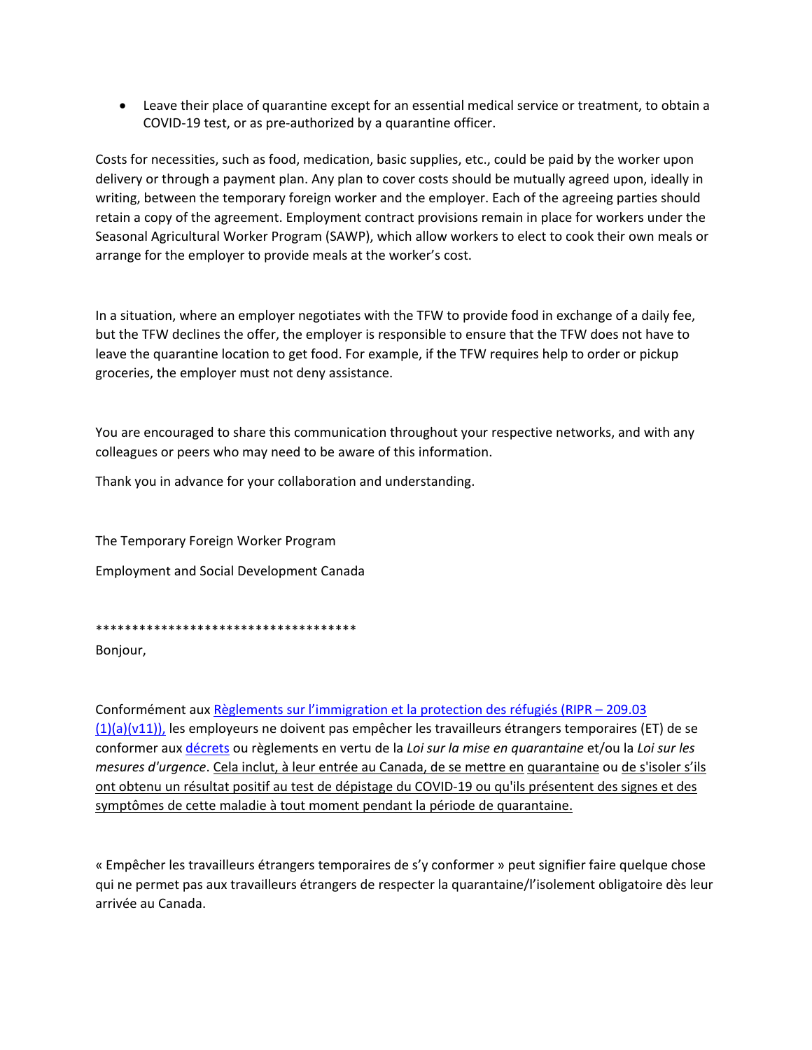- Leave their place of quarantine except for an essential medical service or treatment, to obtain a COVID-19 test, or as pre-authorized by a quarantine officer.

Costs for necessities, such as food, medication, basic supplies, etc., could be paid by the worker upon delivery or through a payment plan. Any plan to cover costs should be mutually agreed upon, ideally in writing, between the temporary foreign worker and the employer. Each of the agreeing parties should retain a copy of the agreement. Employment contract provisions remain in place for workers under the Seasonal Agricultural Worker Program (SAWP), which allow workers to elect to cook their own meals or arrange for the employer to provide meals at the worker's cost.

In a situation, where an employer negotiates with the TFW to provide food in exchange of a daily fee, but the TFW declines the offer, the employer is responsible to ensure that the TFW does not have to leave the quarantine location to get food. For example, if the TFW requires help to order or pickup groceries, the employer must not deny assistance.

You are encouraged to share this communication throughout your respective networks, and with any colleagues or peers who may need to be aware of this information.

Thank you in advance for your collaboration and understanding.

The Temporary Foreign Worker Program

Employment and Social Development Canada

************************************

Bonjour,

Conformément aux Règlements sur l'immigration et la protection des réfugiés (RIPR – 209.03 (1)(a)(v11)), les employeurs ne doivent pas empêcher les travailleurs étrangers temporaires (ET) de se conformer aux décrets ou règlements en vertu de la *Loi sur la mise en quarantaine* et/ou la *Loi sur les mesures d'urgence*. Cela inclut, à leur entrée au Canada, de se mettre en quarantaine ou de s'isoler s'ils ont obtenu un résultat positif au test de dépistage du COVID-19 ou qu'ils présentent des signes et des symptômes de cette maladie à tout moment pendant la période de quarantaine.

« Empêcher les travailleurs étrangers temporaires de s'y conformer » peut signifier faire quelque chose qui ne permet pas aux travailleurs étrangers de respecter la quarantaine/l'isolement obligatoire dès leur arrivée au Canada.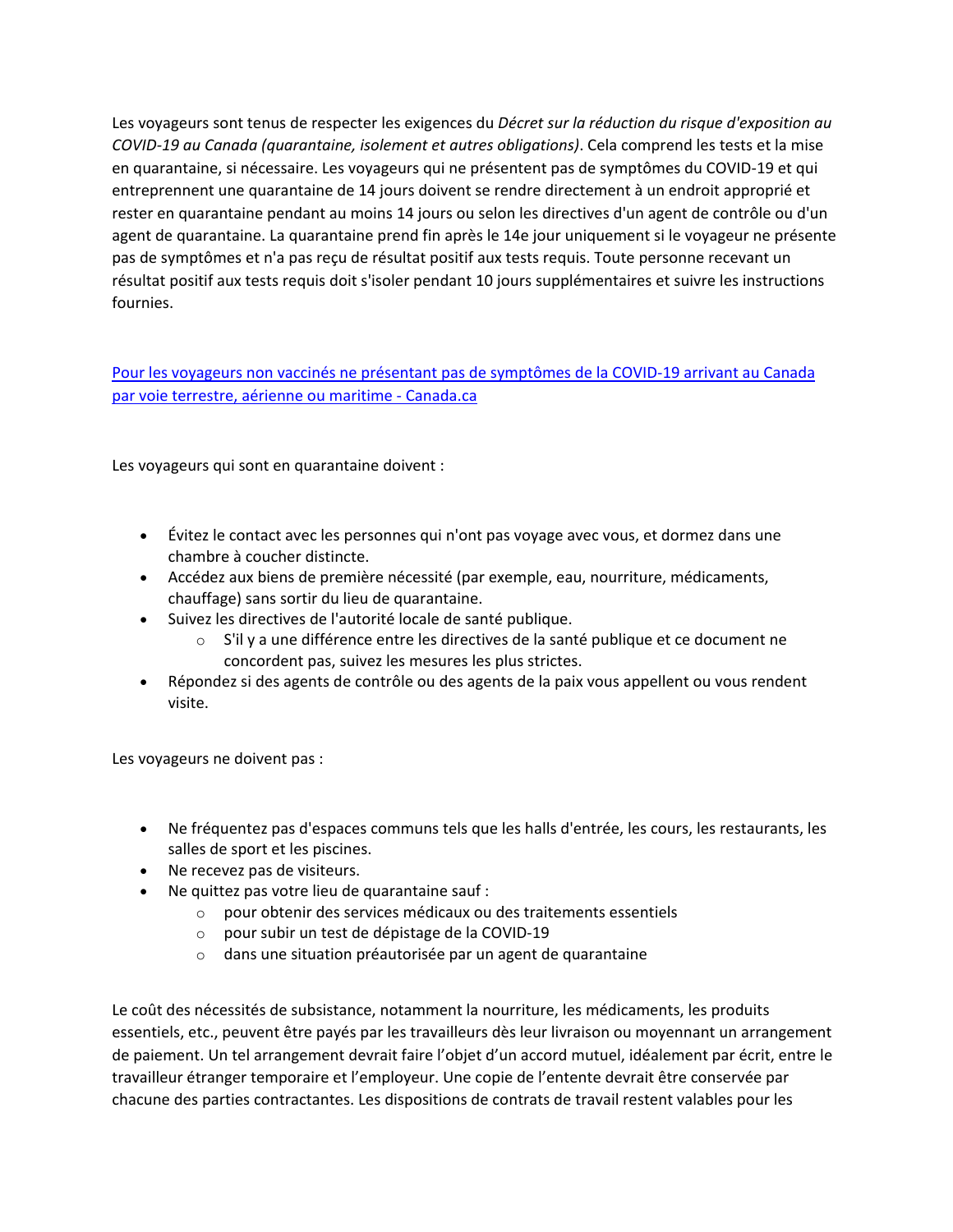Les voyageurs sont tenus de respecter les exigences du *Décret sur la réduction du risque d'exposition au COVID-19 au Canada (quarantaine, isolement et autres obligations)*. Cela comprend les tests et la mise en quarantaine, si nécessaire. Les voyageurs qui ne présentent pas de symptômes du COVID-19 et qui entreprennent une quarantaine de 14 jours doivent se rendre directement à un endroit approprié et rester en quarantaine pendant au moins 14 jours ou selon les directives d'un agent de contrôle ou d'un agent de quarantaine. La quarantaine prend fin après le 14e jour uniquement si le voyageur ne présente pas de symptômes et n'a pas reçu de résultat positif aux tests requis. Toute personne recevant un résultat positif aux tests requis doit s'isoler pendant 10 jours supplémentaires et suivre les instructions fournies.

[Pour les voyageurs non vaccinés ne présentant pas de symptômes de la COVID-19 arrivant au Canada par voie terrestre, aérienne ou maritime - Canada.ca]

Les voyageurs qui sont en quarantaine doivent :

- Évitez le contact avec les personnes qui n'ont pas voyage avec vous, et dormez dans une chambre à coucher distincte.
- Accédez aux biens de première nécessité (par exemple, eau, nourriture, médicaments, chauffage) sans sortir du lieu de quarantaine.
- Suivez les directives de l'autorité locale de santé publique.
  - S'il y a une différence entre les directives de la santé publique et ce document ne concordent pas, suivez les mesures les plus strictes.
- Répondez si des agents de contrôle ou des agents de la paix vous appellent ou vous rendent visite.

Les voyageurs ne doivent pas :

- Ne fréquentez pas d'espaces communs tels que les halls d'entrée, les cours, les restaurants, les salles de sport et les piscines.
- Ne recevez pas de visiteurs.
- Ne quittez pas votre lieu de quarantaine sauf :
  - pour obtenir des services médicaux ou des traitements essentiels
  - pour subir un test de dépistage de la COVID-19
  - dans une situation préautorisée par un agent de quarantaine

Le coût des nécessités de subsistance, notamment la nourriture, les médicaments, les produits essentiels, etc., peuvent être payés par les travailleurs dès leur livraison ou moyennant un arrangement de paiement. Un tel arrangement devrait faire l'objet d'un accord mutuel, idéalement par écrit, entre le travailleur étranger temporaire et l'employeur. Une copie de l'entente devrait être conservée par chacune des parties contractantes. Les dispositions de contrats de travail restent valables pour les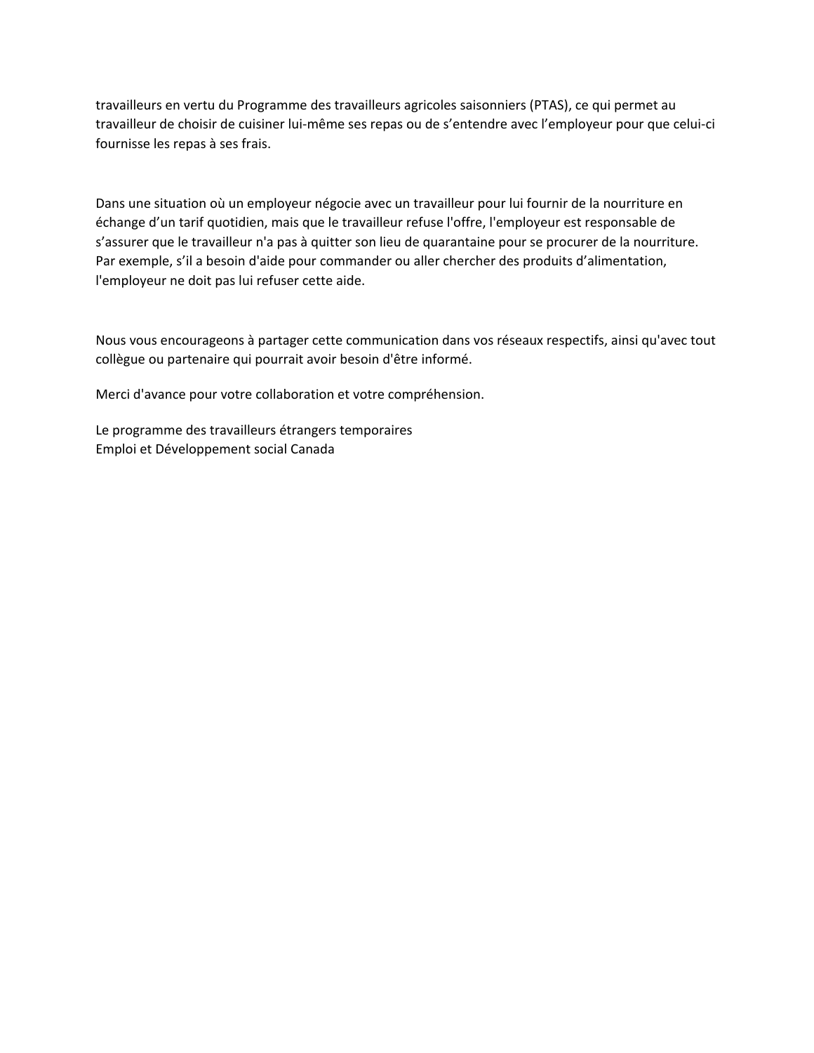travailleurs en vertu du Programme des travailleurs agricoles saisonniers (PTAS), ce qui permet au travailleur de choisir de cuisiner lui-même ses repas ou de s'entendre avec l'employeur pour que celui-ci fournisse les repas à ses frais.

Dans une situation où un employeur négocie avec un travailleur pour lui fournir de la nourriture en échange d'un tarif quotidien, mais que le travailleur refuse l'offre, l'employeur est responsable de s'assurer que le travailleur n'a pas à quitter son lieu de quarantaine pour se procurer de la nourriture. Par exemple, s'il a besoin d'aide pour commander ou aller chercher des produits d'alimentation, l'employeur ne doit pas lui refuser cette aide.

Nous vous encourageons à partager cette communication dans vos réseaux respectifs, ainsi qu'avec tout collègue ou partenaire qui pourrait avoir besoin d'être informé.

Merci d'avance pour votre collaboration et votre compréhension.

Le programme des travailleurs étrangers temporaires
Emploi et Développement social Canada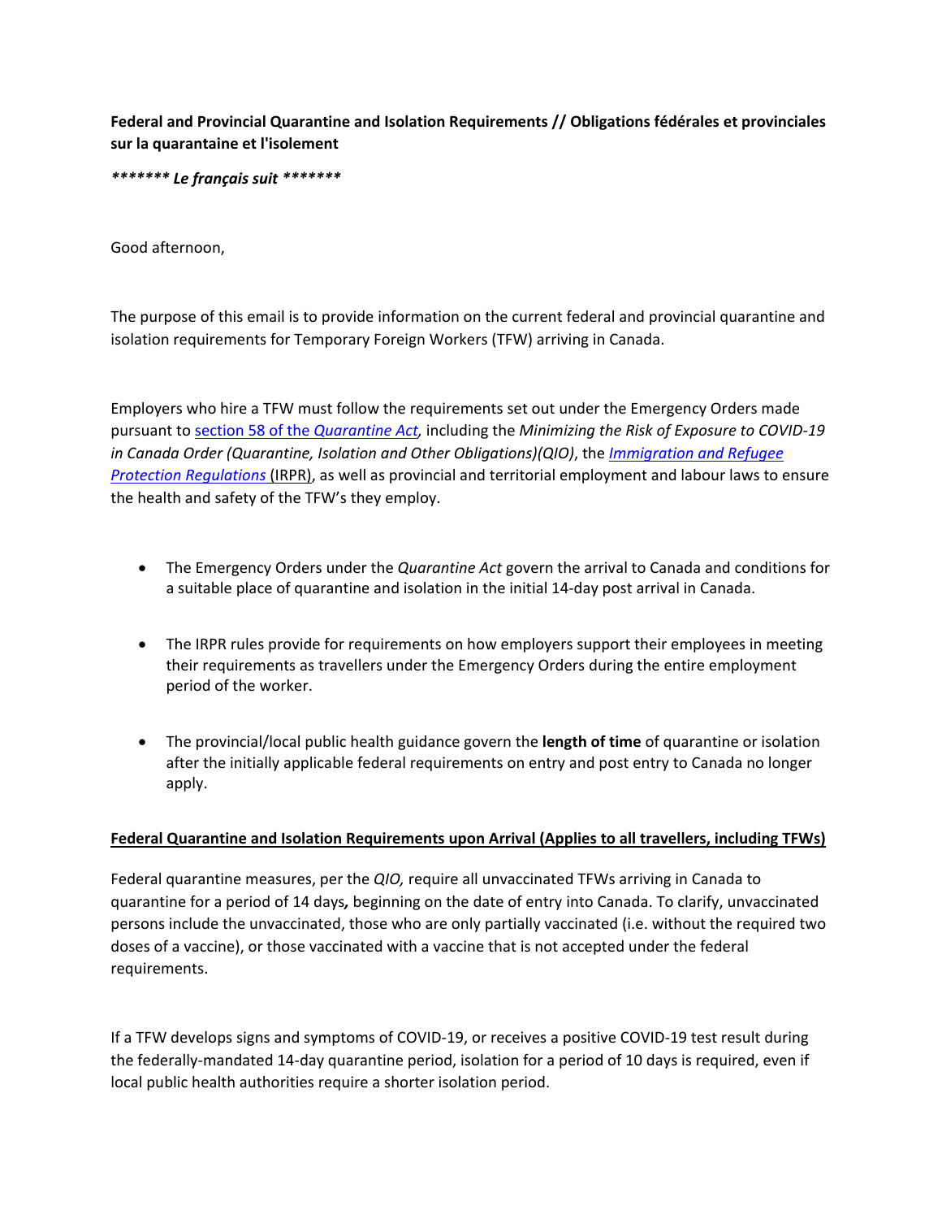**Federal and Provincial Quarantine and Isolation Requirements // Obligations fédérales et provinciales sur la quarantaine et l'isolement**

***\*\*\*\*\*\*\* Le français suit \*\*\*\*\*\*\****

Good afternoon,

The purpose of this email is to provide information on the current federal and provincial quarantine and isolation requirements for Temporary Foreign Workers (TFW) arriving in Canada.

Employers who hire a TFW must follow the requirements set out under the Emergency Orders made pursuant to [section 58 of the *Quarantine Act*](), including the *Minimizing the Risk of Exposure to COVID-19 in Canada Order (Quarantine, Isolation and Other Obligations)(QIO)*, the [*Immigration and Refugee Protection Regulations*]() (IRPR), as well as provincial and territorial employment and labour laws to ensure the health and safety of the TFW's they employ.

- The Emergency Orders under the *Quarantine Act* govern the arrival to Canada and conditions for a suitable place of quarantine and isolation in the initial 14-day post arrival in Canada.
- The IRPR rules provide for requirements on how employers support their employees in meeting their requirements as travellers under the Emergency Orders during the entire employment period of the worker.
- The provincial/local public health guidance govern the **length of time** of quarantine or isolation after the initially applicable federal requirements on entry and post entry to Canada no longer apply.

**Federal Quarantine and Isolation Requirements upon Arrival (Applies to all travellers, including TFWs)**

Federal quarantine measures, per the *QIO,* require all unvaccinated TFWs arriving in Canada to quarantine for a period of 14 days, beginning on the date of entry into Canada. To clarify, unvaccinated persons include the unvaccinated, those who are only partially vaccinated (i.e. without the required two doses of a vaccine), or those vaccinated with a vaccine that is not accepted under the federal requirements.

If a TFW develops signs and symptoms of COVID-19, or receives a positive COVID-19 test result during the federally-mandated 14-day quarantine period, isolation for a period of 10 days is required, even if local public health authorities require a shorter isolation period.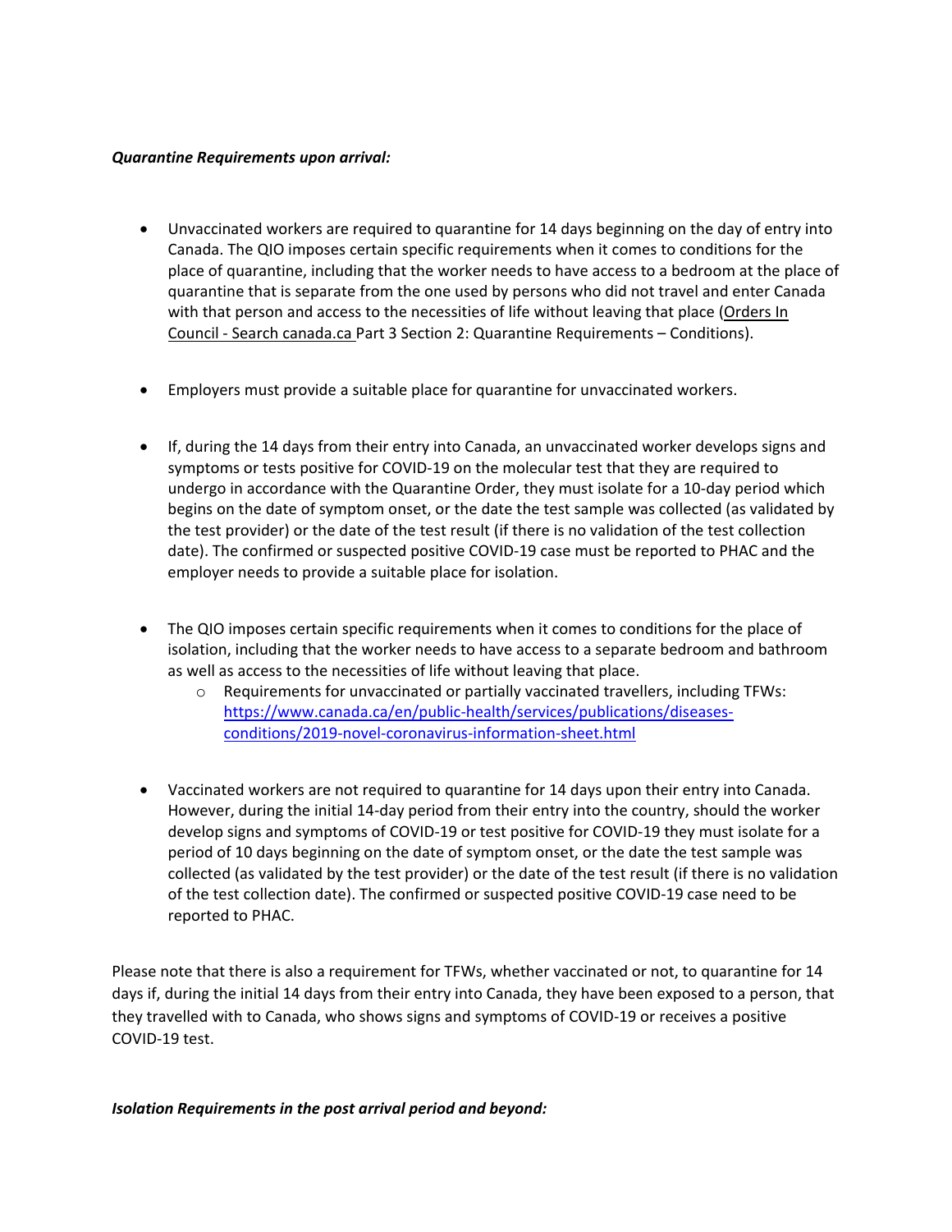***Quarantine Requirements upon arrival:***

- Unvaccinated workers are required to quarantine for 14 days beginning on the day of entry into Canada. The QIO imposes certain specific requirements when it comes to conditions for the place of quarantine, including that the worker needs to have access to a bedroom at the place of quarantine that is separate from the one used by persons who did not travel and enter Canada with that person and access to the necessities of life without leaving that place (Orders In Council - Search canada.ca Part 3 Section 2: Quarantine Requirements – Conditions).

- Employers must provide a suitable place for quarantine for unvaccinated workers.

- If, during the 14 days from their entry into Canada, an unvaccinated worker develops signs and symptoms or tests positive for COVID-19 on the molecular test that they are required to undergo in accordance with the Quarantine Order, they must isolate for a 10-day period which begins on the date of symptom onset, or the date the test sample was collected (as validated by the test provider) or the date of the test result (if there is no validation of the test collection date). The confirmed or suspected positive COVID-19 case must be reported to PHAC and the employer needs to provide a suitable place for isolation.

- The QIO imposes certain specific requirements when it comes to conditions for the place of isolation, including that the worker needs to have access to a separate bedroom and bathroom as well as access to the necessities of life without leaving that place.
  - Requirements for unvaccinated or partially vaccinated travellers, including TFWs: https://www.canada.ca/en/public-health/services/publications/diseases-conditions/2019-novel-coronavirus-information-sheet.html

- Vaccinated workers are not required to quarantine for 14 days upon their entry into Canada. However, during the initial 14-day period from their entry into the country, should the worker develop signs and symptoms of COVID-19 or test positive for COVID-19 they must isolate for a period of 10 days beginning on the date of symptom onset, or the date the test sample was collected (as validated by the test provider) or the date of the test result (if there is no validation of the test collection date). The confirmed or suspected positive COVID-19 case need to be reported to PHAC.

Please note that there is also a requirement for TFWs, whether vaccinated or not, to quarantine for 14 days if, during the initial 14 days from their entry into Canada, they have been exposed to a person, that they travelled with to Canada, who shows signs and symptoms of COVID-19 or receives a positive COVID-19 test.

***Isolation Requirements in the post arrival period and beyond:***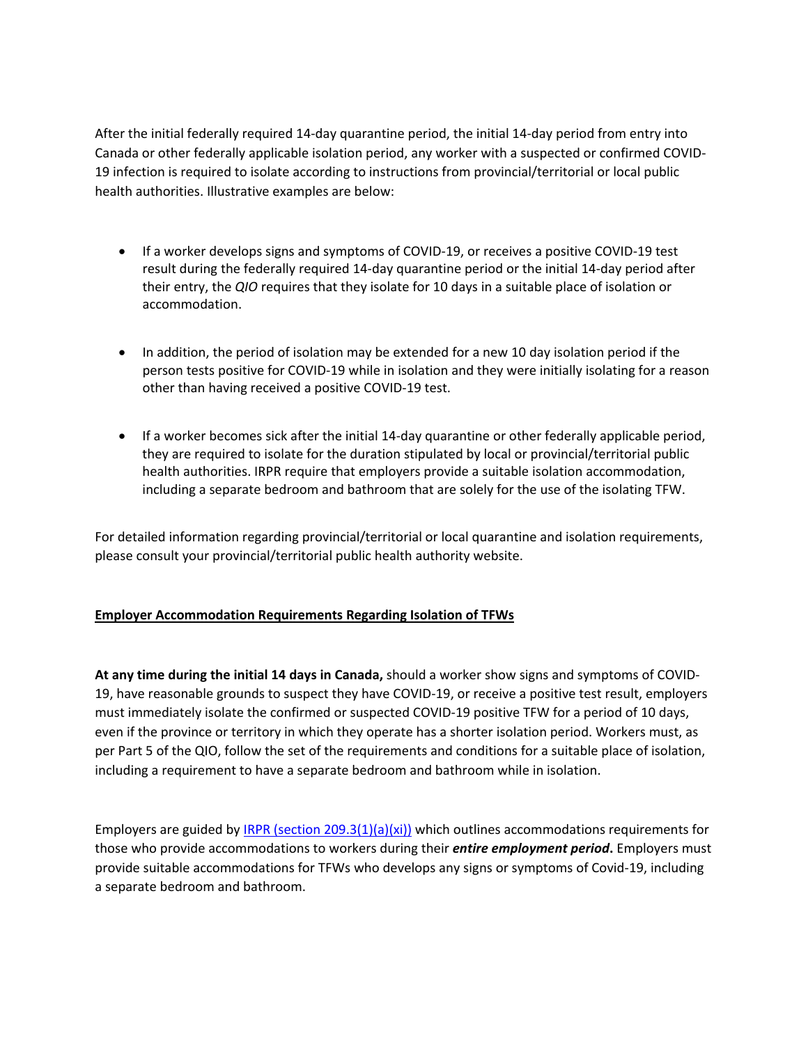After the initial federally required 14-day quarantine period, the initial 14-day period from entry into Canada or other federally applicable isolation period, any worker with a suspected or confirmed COVID-19 infection is required to isolate according to instructions from provincial/territorial or local public health authorities. Illustrative examples are below:

- If a worker develops signs and symptoms of COVID-19, or receives a positive COVID-19 test result during the federally required 14-day quarantine period or the initial 14-day period after their entry, the *QIO* requires that they isolate for 10 days in a suitable place of isolation or accommodation.
- In addition, the period of isolation may be extended for a new 10 day isolation period if the person tests positive for COVID-19 while in isolation and they were initially isolating for a reason other than having received a positive COVID-19 test.
- If a worker becomes sick after the initial 14-day quarantine or other federally applicable period, they are required to isolate for the duration stipulated by local or provincial/territorial public health authorities. IRPR require that employers provide a suitable isolation accommodation, including a separate bedroom and bathroom that are solely for the use of the isolating TFW.

For detailed information regarding provincial/territorial or local quarantine and isolation requirements, please consult your provincial/territorial public health authority website.

**Employer Accommodation Requirements Regarding Isolation of TFWs**

**At any time during the initial 14 days in Canada,** should a worker show signs and symptoms of COVID-19, have reasonable grounds to suspect they have COVID-19, or receive a positive test result, employers must immediately isolate the confirmed or suspected COVID-19 positive TFW for a period of 10 days, even if the province or territory in which they operate has a shorter isolation period. Workers must, as per Part 5 of the QIO, follow the set of the requirements and conditions for a suitable place of isolation, including a requirement to have a separate bedroom and bathroom while in isolation.

Employers are guided by IRPR (section 209.3(1)(a)(xi)) which outlines accommodations requirements for those who provide accommodations to workers during their ***entire employment period*****.** Employers must provide suitable accommodations for TFWs who develops any signs or symptoms of Covid-19, including a separate bedroom and bathroom.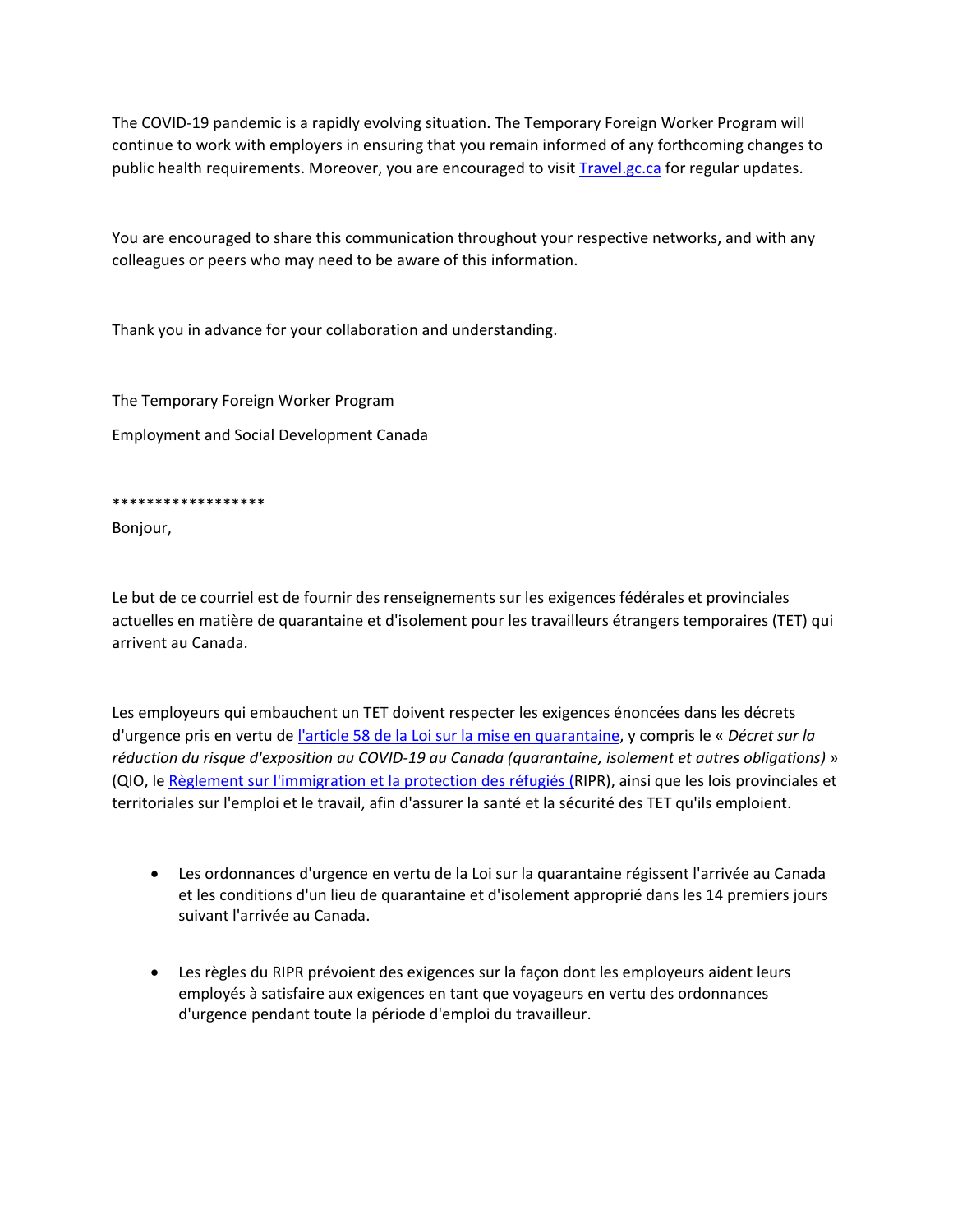The COVID-19 pandemic is a rapidly evolving situation. The Temporary Foreign Worker Program will continue to work with employers in ensuring that you remain informed of any forthcoming changes to public health requirements. Moreover, you are encouraged to visit [Travel.gc.ca](Travel.gc.ca) for regular updates.

You are encouraged to share this communication throughout your respective networks, and with any colleagues or peers who may need to be aware of this information.

Thank you in advance for your collaboration and understanding.

The Temporary Foreign Worker Program

Employment and Social Development Canada

******************

Bonjour,

Le but de ce courriel est de fournir des renseignements sur les exigences fédérales et provinciales actuelles en matière de quarantaine et d'isolement pour les travailleurs étrangers temporaires (TET) qui arrivent au Canada.

Les employeurs qui embauchent un TET doivent respecter les exigences énoncées dans les décrets d'urgence pris en vertu de l'article 58 de la Loi sur la mise en quarantaine, y compris le « *Décret sur la réduction du risque d'exposition au COVID-19 au Canada (quarantaine, isolement et autres obligations)* » (QIO, le Règlement sur l'immigration et la protection des réfugiés (RIPR), ainsi que les lois provinciales et territoriales sur l'emploi et le travail, afin d'assurer la santé et la sécurité des TET qu'ils emploient.

- Les ordonnances d'urgence en vertu de la Loi sur la quarantaine régissent l'arrivée au Canada et les conditions d'un lieu de quarantaine et d'isolement approprié dans les 14 premiers jours suivant l'arrivée au Canada.

- Les règles du RIPR prévoient des exigences sur la façon dont les employeurs aident leurs employés à satisfaire aux exigences en tant que voyageurs en vertu des ordonnances d'urgence pendant toute la période d'emploi du travailleur.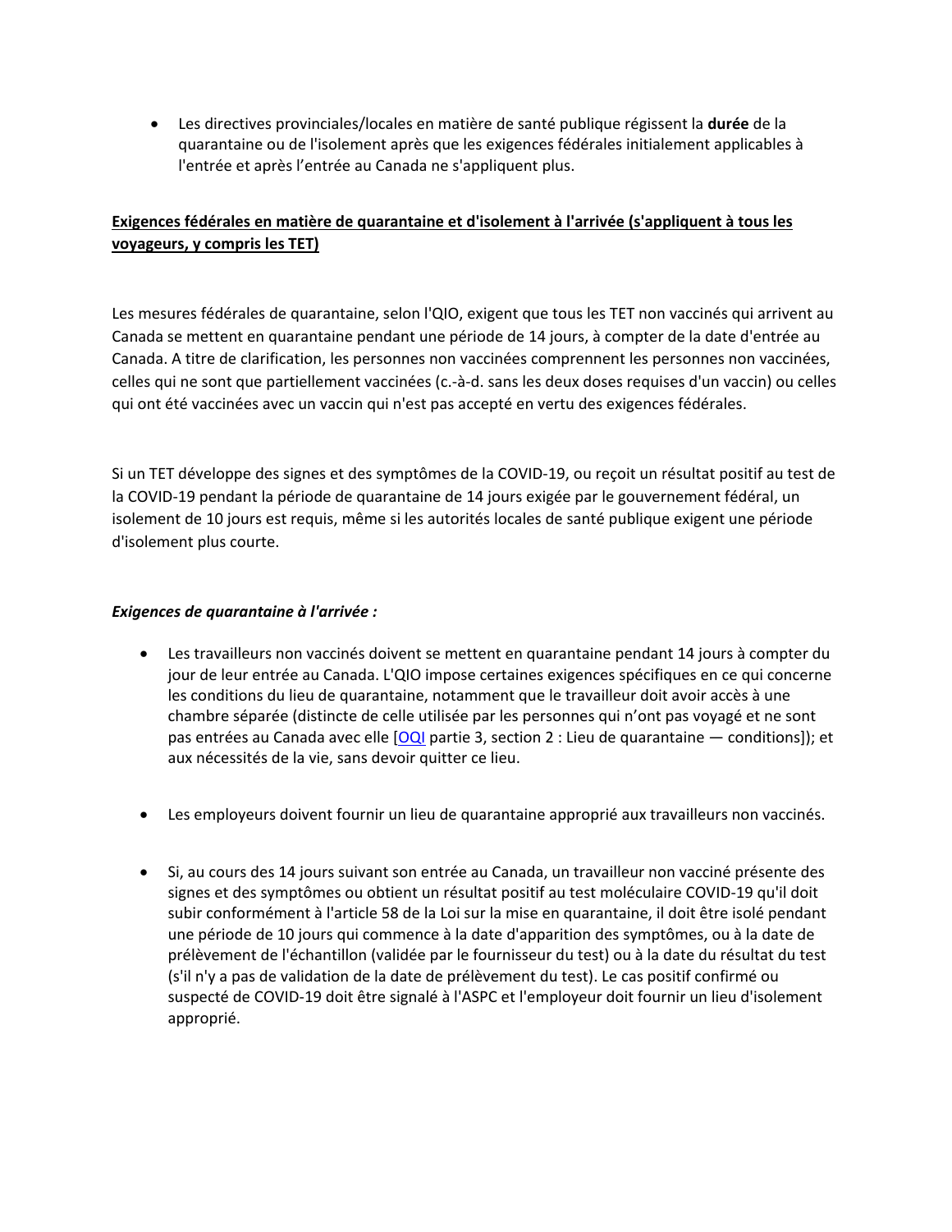- Les directives provinciales/locales en matière de santé publique régissent la **durée** de la quarantaine ou de l'isolement après que les exigences fédérales initialement applicables à l'entrée et après l'entrée au Canada ne s'appliquent plus.

**Exigences fédérales en matière de quarantaine et d'isolement à l'arrivée (s'appliquent à tous les voyageurs, y compris les TET)**

Les mesures fédérales de quarantaine, selon l'QIO, exigent que tous les TET non vaccinés qui arrivent au Canada se mettent en quarantaine pendant une période de 14 jours, à compter de la date d'entrée au Canada. A titre de clarification, les personnes non vaccinées comprennent les personnes non vaccinées, celles qui ne sont que partiellement vaccinées (c.-à-d. sans les deux doses requises d'un vaccin) ou celles qui ont été vaccinées avec un vaccin qui n'est pas accepté en vertu des exigences fédérales.

Si un TET développe des signes et des symptômes de la COVID-19, ou reçoit un résultat positif au test de la COVID-19 pendant la période de quarantaine de 14 jours exigée par le gouvernement fédéral, un isolement de 10 jours est requis, même si les autorités locales de santé publique exigent une période d'isolement plus courte.

***Exigences de quarantaine à l'arrivée :***

- Les travailleurs non vaccinés doivent se mettent en quarantaine pendant 14 jours à compter du jour de leur entrée au Canada. L'QIO impose certaines exigences spécifiques en ce qui concerne les conditions du lieu de quarantaine, notamment que le travailleur doit avoir accès à une chambre séparée (distincte de celle utilisée par les personnes qui n'ont pas voyagé et ne sont pas entrées au Canada avec elle [OQI partie 3, section 2 : Lieu de quarantaine — conditions]); et aux nécessités de la vie, sans devoir quitter ce lieu.

- Les employeurs doivent fournir un lieu de quarantaine approprié aux travailleurs non vaccinés.

- Si, au cours des 14 jours suivant son entrée au Canada, un travailleur non vacciné présente des signes et des symptômes ou obtient un résultat positif au test moléculaire COVID-19 qu'il doit subir conformément à l'article 58 de la Loi sur la mise en quarantaine, il doit être isolé pendant une période de 10 jours qui commence à la date d'apparition des symptômes, ou à la date de prélèvement de l'échantillon (validée par le fournisseur du test) ou à la date du résultat du test (s'il n'y a pas de validation de la date de prélèvement du test). Le cas positif confirmé ou suspecté de COVID-19 doit être signalé à l'ASPC et l'employeur doit fournir un lieu d'isolement approprié.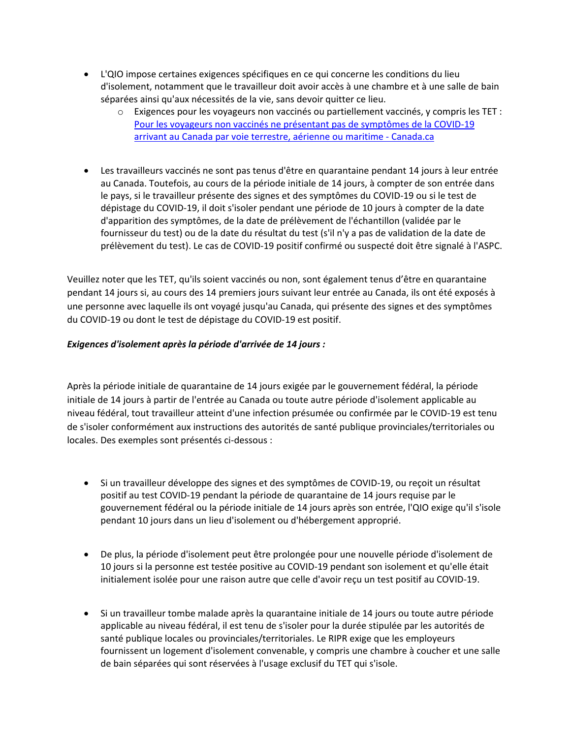- L'QIO impose certaines exigences spécifiques en ce qui concerne les conditions du lieu d'isolement, notamment que le travailleur doit avoir accès à une chambre et à une salle de bain séparées ainsi qu'aux nécessités de la vie, sans devoir quitter ce lieu.
    - Exigences pour les voyageurs non vaccinés ou partiellement vaccinés, y compris les TET : [Pour les voyageurs non vaccinés ne présentant pas de symptômes de la COVID-19 arrivant au Canada par voie terrestre, aérienne ou maritime - Canada.ca]()

- Les travailleurs vaccinés ne sont pas tenus d'être en quarantaine pendant 14 jours à leur entrée au Canada. Toutefois, au cours de la période initiale de 14 jours, à compter de son entrée dans le pays, si le travailleur présente des signes et des symptômes du COVID-19 ou si le test de dépistage du COVID-19, il doit s'isoler pendant une période de 10 jours à compter de la date d'apparition des symptômes, de la date de prélèvement de l'échantillon (validée par le fournisseur du test) ou de la date du résultat du test (s'il n'y a pas de validation de la date de prélèvement du test). Le cas de COVID-19 positif confirmé ou suspecté doit être signalé à l'ASPC.

Veuillez noter que les TET, qu'ils soient vaccinés ou non, sont également tenus d'être en quarantaine pendant 14 jours si, au cours des 14 premiers jours suivant leur entrée au Canada, ils ont été exposés à une personne avec laquelle ils ont voyagé jusqu'au Canada, qui présente des signes et des symptômes du COVID-19 ou dont le test de dépistage du COVID-19 est positif.

***Exigences d'isolement après la période d'arrivée de 14 jours :***

Après la période initiale de quarantaine de 14 jours exigée par le gouvernement fédéral, la période initiale de 14 jours à partir de l'entrée au Canada ou toute autre période d'isolement applicable au niveau fédéral, tout travailleur atteint d'une infection présumée ou confirmée par le COVID-19 est tenu de s'isoler conformément aux instructions des autorités de santé publique provinciales/territoriales ou locales. Des exemples sont présentés ci-dessous :

- Si un travailleur développe des signes et des symptômes de COVID-19, ou reçoit un résultat positif au test COVID-19 pendant la période de quarantaine de 14 jours requise par le gouvernement fédéral ou la période initiale de 14 jours après son entrée, l'QIO exige qu'il s'isole pendant 10 jours dans un lieu d'isolement ou d'hébergement approprié.

- De plus, la période d'isolement peut être prolongée pour une nouvelle période d'isolement de 10 jours si la personne est testée positive au COVID-19 pendant son isolement et qu'elle était initialement isolée pour une raison autre que celle d'avoir reçu un test positif au COVID-19.

- Si un travailleur tombe malade après la quarantaine initiale de 14 jours ou toute autre période applicable au niveau fédéral, il est tenu de s'isoler pour la durée stipulée par les autorités de santé publique locales ou provinciales/territoriales. Le RIPR exige que les employeurs fournissent un logement d'isolement convenable, y compris une chambre à coucher et une salle de bain séparées qui sont réservées à l'usage exclusif du TET qui s'isole.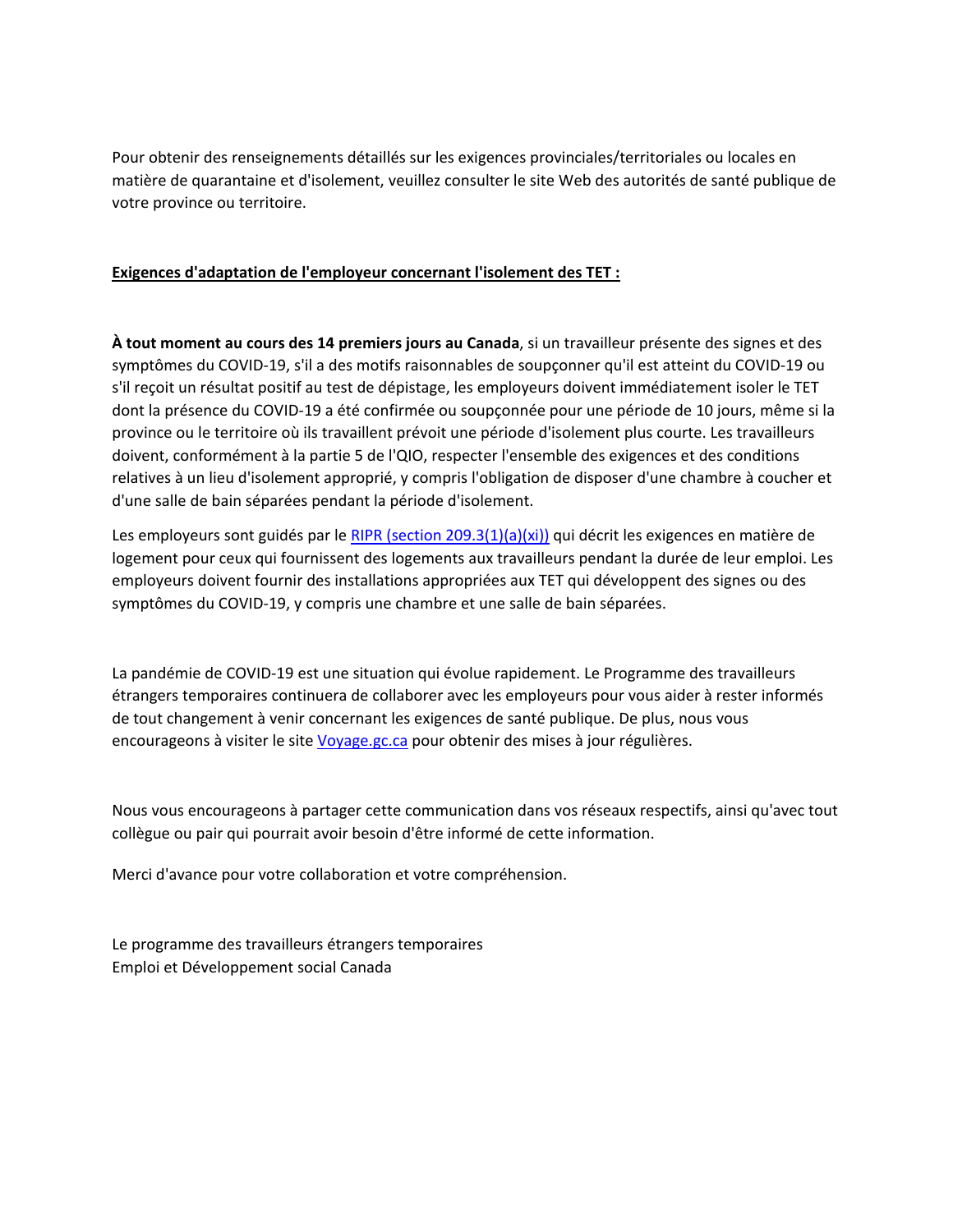Pour obtenir des renseignements détaillés sur les exigences provinciales/territoriales ou locales en matière de quarantaine et d'isolement, veuillez consulter le site Web des autorités de santé publique de votre province ou territoire.

**Exigences d'adaptation de l'employeur concernant l'isolement des TET :**

**À tout moment au cours des 14 premiers jours au Canada**, si un travailleur présente des signes et des symptômes du COVID-19, s'il a des motifs raisonnables de soupçonner qu'il est atteint du COVID-19 ou s'il reçoit un résultat positif au test de dépistage, les employeurs doivent immédiatement isoler le TET dont la présence du COVID-19 a été confirmée ou soupçonnée pour une période de 10 jours, même si la province ou le territoire où ils travaillent prévoit une période d'isolement plus courte. Les travailleurs doivent, conformément à la partie 5 de l'QIO, respecter l'ensemble des exigences et des conditions relatives à un lieu d'isolement approprié, y compris l'obligation de disposer d'une chambre à coucher et d'une salle de bain séparées pendant la période d'isolement.

Les employeurs sont guidés par le RIPR (section 209.3(1)(a)(xi)) qui décrit les exigences en matière de logement pour ceux qui fournissent des logements aux travailleurs pendant la durée de leur emploi. Les employeurs doivent fournir des installations appropriées aux TET qui développent des signes ou des symptômes du COVID-19, y compris une chambre et une salle de bain séparées.

La pandémie de COVID-19 est une situation qui évolue rapidement. Le Programme des travailleurs étrangers temporaires continuera de collaborer avec les employeurs pour vous aider à rester informés de tout changement à venir concernant les exigences de santé publique. De plus, nous vous encourageons à visiter le site Voyage.gc.ca pour obtenir des mises à jour régulières.

Nous vous encourageons à partager cette communication dans vos réseaux respectifs, ainsi qu'avec tout collègue ou pair qui pourrait avoir besoin d'être informé de cette information.

Merci d'avance pour votre collaboration et votre compréhension.

Le programme des travailleurs étrangers temporaires
Emploi et Développement social Canada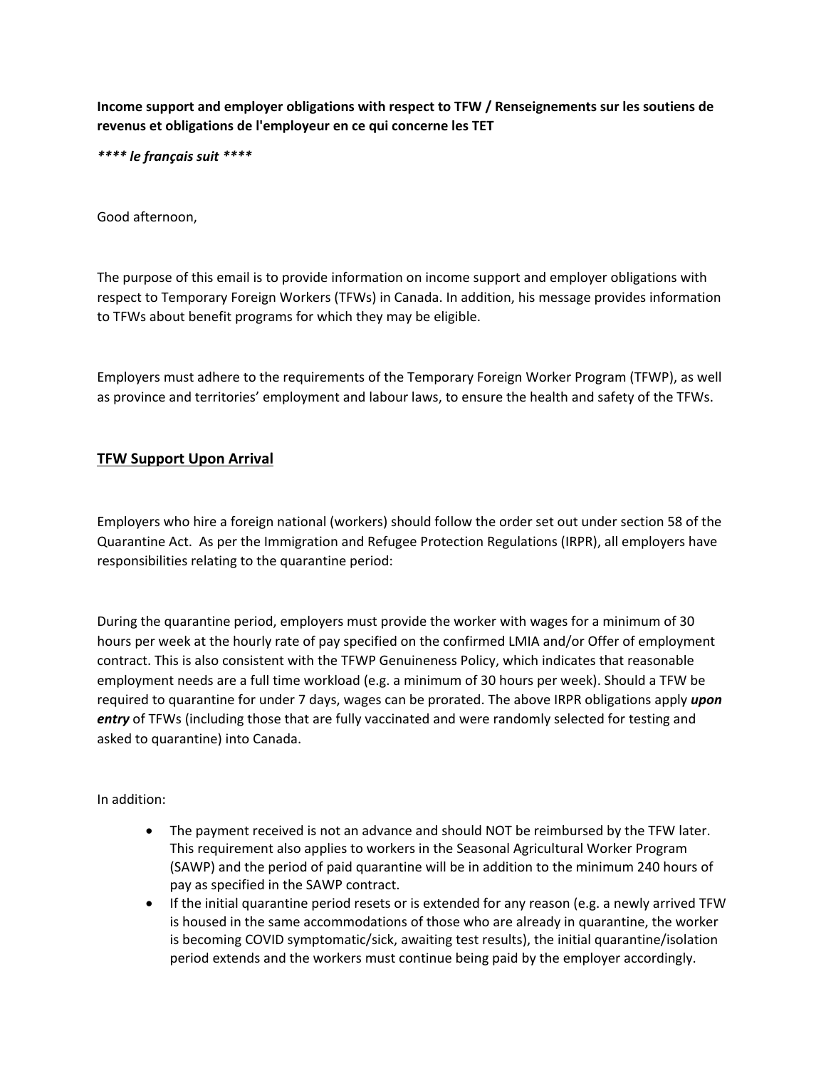**Income support and employer obligations with respect to TFW / Renseignements sur les soutiens de revenus et obligations de l'employeur en ce qui concerne les TET**

***\*\*\*\* le français suit \*\*\*\****

Good afternoon,

The purpose of this email is to provide information on income support and employer obligations with respect to Temporary Foreign Workers (TFWs) in Canada. In addition, his message provides information to TFWs about benefit programs for which they may be eligible.

Employers must adhere to the requirements of the Temporary Foreign Worker Program (TFWP), as well as province and territories' employment and labour laws, to ensure the health and safety of the TFWs.

## <u>TFW Support Upon Arrival</u>

Employers who hire a foreign national (workers) should follow the order set out under section 58 of the Quarantine Act. As per the Immigration and Refugee Protection Regulations (IRPR), all employers have responsibilities relating to the quarantine period:

During the quarantine period, employers must provide the worker with wages for a minimum of 30 hours per week at the hourly rate of pay specified on the confirmed LMIA and/or Offer of employment contract. This is also consistent with the TFWP Genuineness Policy, which indicates that reasonable employment needs are a full time workload (e.g. a minimum of 30 hours per week). Should a TFW be required to quarantine for under 7 days, wages can be prorated. The above IRPR obligations apply ***upon entry*** of TFWs (including those that are fully vaccinated and were randomly selected for testing and asked to quarantine) into Canada.

In addition:

- The payment received is not an advance and should NOT be reimbursed by the TFW later. This requirement also applies to workers in the Seasonal Agricultural Worker Program (SAWP) and the period of paid quarantine will be in addition to the minimum 240 hours of pay as specified in the SAWP contract.
- If the initial quarantine period resets or is extended for any reason (e.g. a newly arrived TFW is housed in the same accommodations of those who are already in quarantine, the worker is becoming COVID symptomatic/sick, awaiting test results), the initial quarantine/isolation period extends and the workers must continue being paid by the employer accordingly.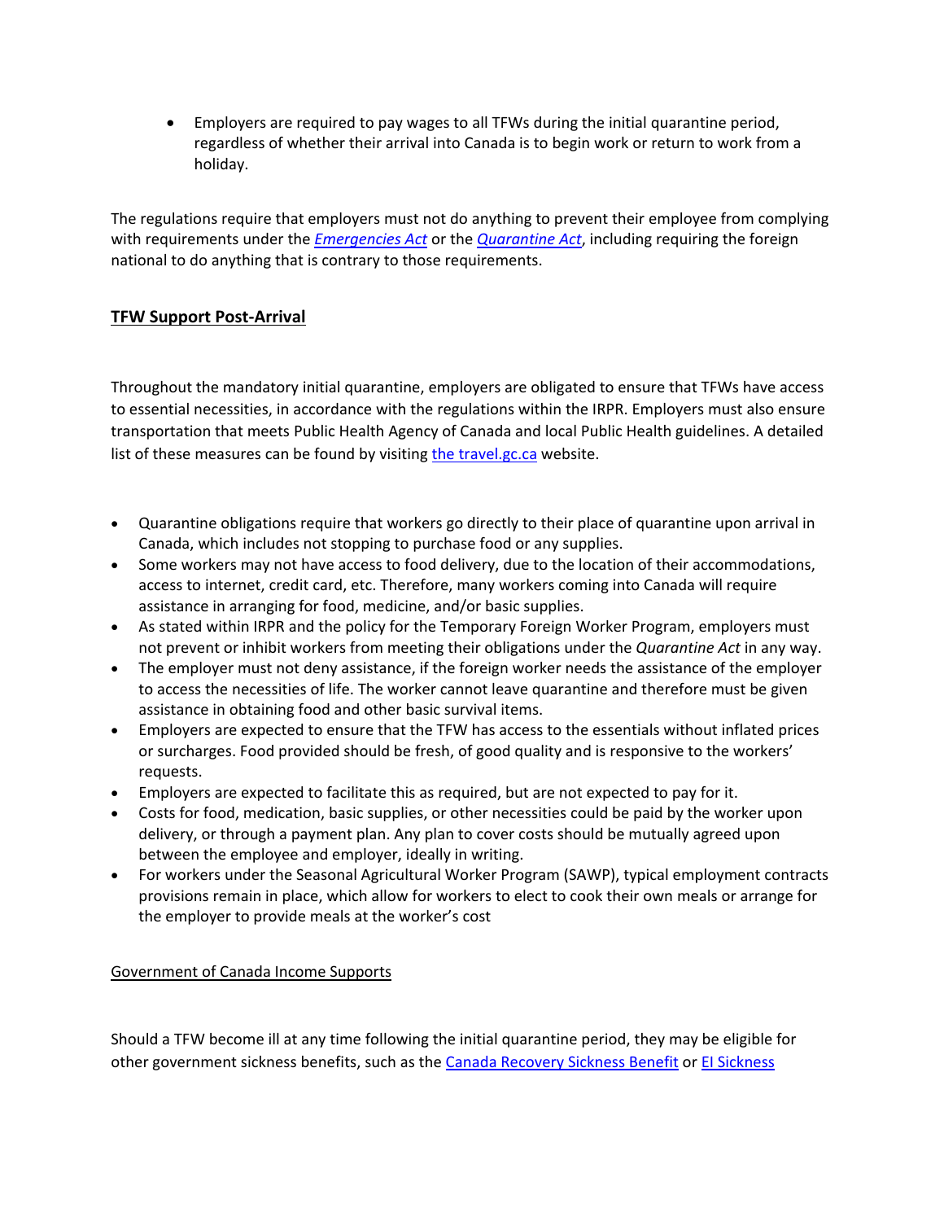- Employers are required to pay wages to all TFWs during the initial quarantine period, regardless of whether their arrival into Canada is to begin work or return to work from a holiday.

The regulations require that employers must not do anything to prevent their employee from complying with requirements under the *Emergencies Act* or the *Quarantine Act*, including requiring the foreign national to do anything that is contrary to those requirements.

## TFW Support Post-Arrival

Throughout the mandatory initial quarantine, employers are obligated to ensure that TFWs have access to essential necessities, in accordance with the regulations within the IRPR. Employers must also ensure transportation that meets Public Health Agency of Canada and local Public Health guidelines. A detailed list of these measures can be found by visiting the travel.gc.ca website.

- Quarantine obligations require that workers go directly to their place of quarantine upon arrival in Canada, which includes not stopping to purchase food or any supplies.
- Some workers may not have access to food delivery, due to the location of their accommodations, access to internet, credit card, etc. Therefore, many workers coming into Canada will require assistance in arranging for food, medicine, and/or basic supplies.
- As stated within IRPR and the policy for the Temporary Foreign Worker Program, employers must not prevent or inhibit workers from meeting their obligations under the *Quarantine Act* in any way.
- The employer must not deny assistance, if the foreign worker needs the assistance of the employer to access the necessities of life. The worker cannot leave quarantine and therefore must be given assistance in obtaining food and other basic survival items.
- Employers are expected to ensure that the TFW has access to the essentials without inflated prices or surcharges. Food provided should be fresh, of good quality and is responsive to the workers' requests.
- Employers are expected to facilitate this as required, but are not expected to pay for it.
- Costs for food, medication, basic supplies, or other necessities could be paid by the worker upon delivery, or through a payment plan. Any plan to cover costs should be mutually agreed upon between the employee and employer, ideally in writing.
- For workers under the Seasonal Agricultural Worker Program (SAWP), typical employment contracts provisions remain in place, which allow for workers to elect to cook their own meals or arrange for the employer to provide meals at the worker's cost

### Government of Canada Income Supports

Should a TFW become ill at any time following the initial quarantine period, they may be eligible for other government sickness benefits, such as the Canada Recovery Sickness Benefit or EI Sickness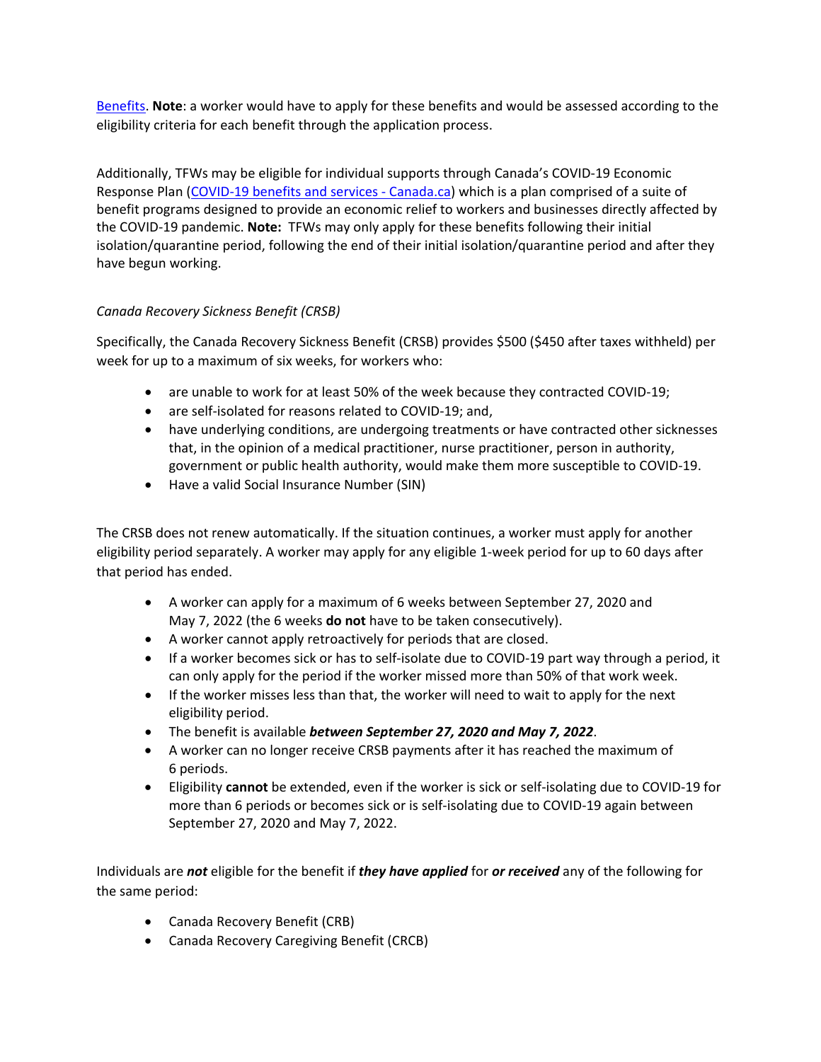Benefits. **Note**: a worker would have to apply for these benefits and would be assessed according to the eligibility criteria for each benefit through the application process.

Additionally, TFWs may be eligible for individual supports through Canada's COVID-19 Economic Response Plan (COVID-19 benefits and services - Canada.ca) which is a plan comprised of a suite of benefit programs designed to provide an economic relief to workers and businesses directly affected by the COVID-19 pandemic. **Note:** TFWs may only apply for these benefits following their initial isolation/quarantine period, following the end of their initial isolation/quarantine period and after they have begun working.

*Canada Recovery Sickness Benefit (CRSB)*

Specifically, the Canada Recovery Sickness Benefit (CRSB) provides $500 ($450 after taxes withheld) per week for up to a maximum of six weeks, for workers who:

- are unable to work for at least 50% of the week because they contracted COVID-19;
- are self-isolated for reasons related to COVID-19; and,
- have underlying conditions, are undergoing treatments or have contracted other sicknesses that, in the opinion of a medical practitioner, nurse practitioner, person in authority, government or public health authority, would make them more susceptible to COVID-19.
- Have a valid Social Insurance Number (SIN)

The CRSB does not renew automatically. If the situation continues, a worker must apply for another eligibility period separately. A worker may apply for any eligible 1-week period for up to 60 days after that period has ended.

- A worker can apply for a maximum of 6 weeks between September 27, 2020 and May 7, 2022 (the 6 weeks **do not** have to be taken consecutively).
- A worker cannot apply retroactively for periods that are closed.
- If a worker becomes sick or has to self-isolate due to COVID-19 part way through a period, it can only apply for the period if the worker missed more than 50% of that work week.
- If the worker misses less than that, the worker will need to wait to apply for the next eligibility period.
- The benefit is available ***between September 27, 2020 and May 7, 2022***.
- A worker can no longer receive CRSB payments after it has reached the maximum of 6 periods.
- Eligibility **cannot** be extended, even if the worker is sick or self-isolating due to COVID-19 for more than 6 periods or becomes sick or is self-isolating due to COVID-19 again between September 27, 2020 and May 7, 2022.

Individuals are ***not*** eligible for the benefit if ***they have applied*** for ***or received*** any of the following for the same period:

- Canada Recovery Benefit (CRB)
- Canada Recovery Caregiving Benefit (CRCB)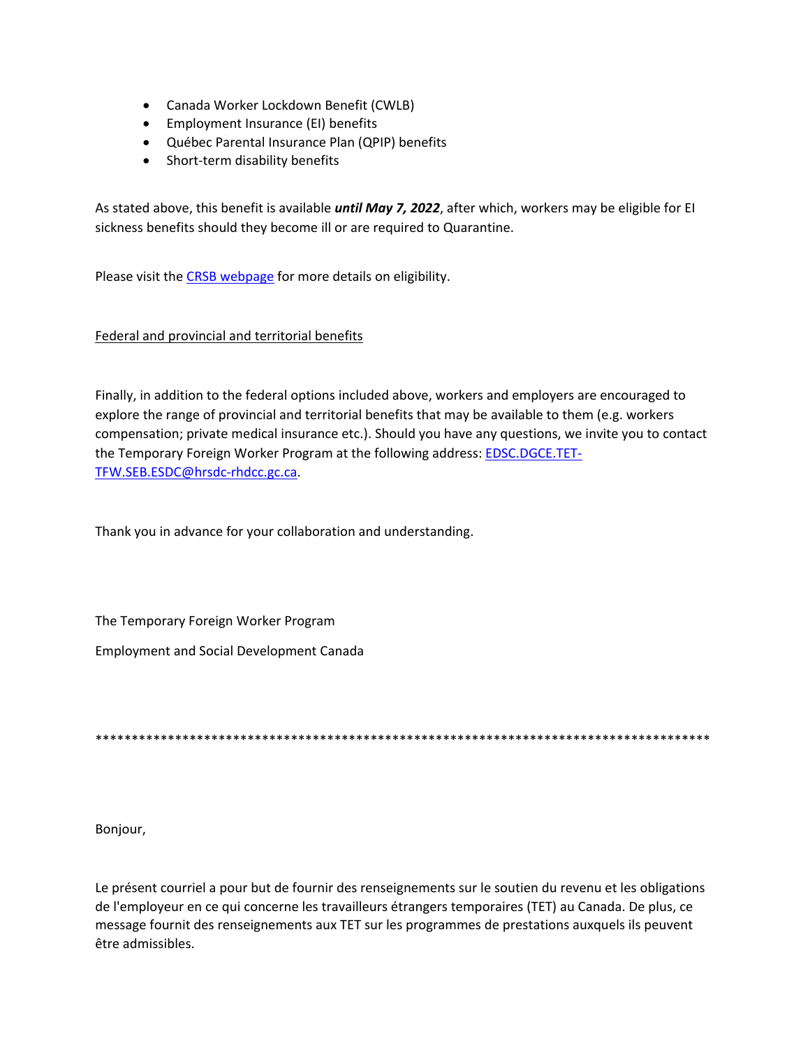- Canada Worker Lockdown Benefit (CWLB)
- Employment Insurance (EI) benefits
- Québec Parental Insurance Plan (QPIP) benefits
- Short-term disability benefits

As stated above, this benefit is available ***until May 7, 2022***, after which, workers may be eligible for EI sickness benefits should they become ill or are required to Quarantine.

Please visit the [CRSB webpage](#) for more details on eligibility.

Federal and provincial and territorial benefits

Finally, in addition to the federal options included above, workers and employers are encouraged to explore the range of provincial and territorial benefits that may be available to them (e.g. workers compensation; private medical insurance etc.). Should you have any questions, we invite you to contact the Temporary Foreign Worker Program at the following address: EDSC.DGCE.TET-TFW.SEB.ESDC@hrsdc-rhdcc.gc.ca.

Thank you in advance for your collaboration and understanding.

The Temporary Foreign Worker Program

Employment and Social Development Canada

*****************************************************************************************

Bonjour,

Le présent courriel a pour but de fournir des renseignements sur le soutien du revenu et les obligations de l'employeur en ce qui concerne les travailleurs étrangers temporaires (TET) au Canada. De plus, ce message fournit des renseignements aux TET sur les programmes de prestations auxquels ils peuvent être admissibles.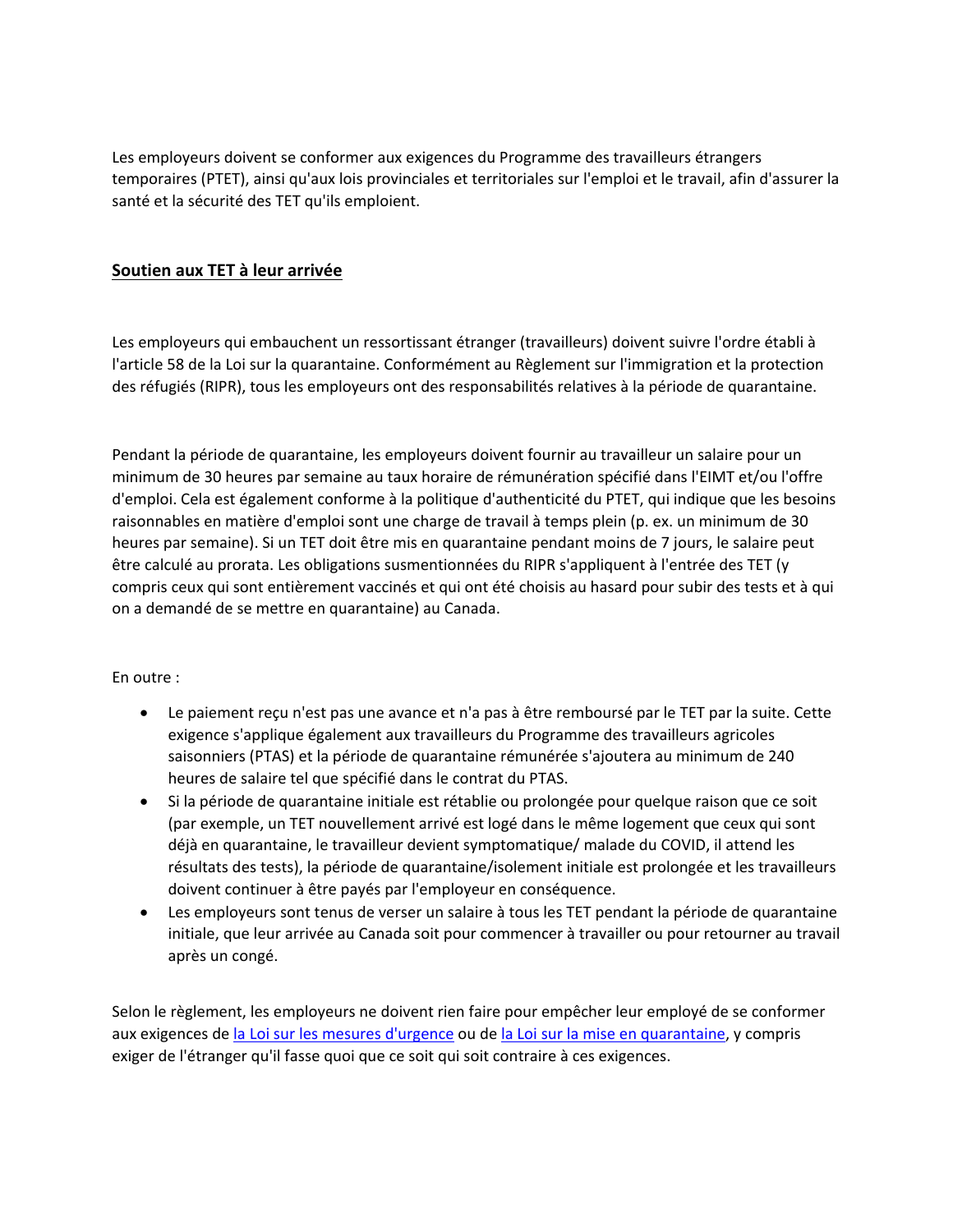Les employeurs doivent se conformer aux exigences du Programme des travailleurs étrangers temporaires (PTET), ainsi qu'aux lois provinciales et territoriales sur l'emploi et le travail, afin d'assurer la santé et la sécurité des TET qu'ils emploient.

## Soutien aux TET à leur arrivée

Les employeurs qui embauchent un ressortissant étranger (travailleurs) doivent suivre l'ordre établi à l'article 58 de la Loi sur la quarantaine. Conformément au Règlement sur l'immigration et la protection des réfugiés (RIPR), tous les employeurs ont des responsabilités relatives à la période de quarantaine.

Pendant la période de quarantaine, les employeurs doivent fournir au travailleur un salaire pour un minimum de 30 heures par semaine au taux horaire de rémunération spécifié dans l'EIMT et/ou l'offre d'emploi. Cela est également conforme à la politique d'authenticité du PTET, qui indique que les besoins raisonnables en matière d'emploi sont une charge de travail à temps plein (p. ex. un minimum de 30 heures par semaine). Si un TET doit être mis en quarantaine pendant moins de 7 jours, le salaire peut être calculé au prorata. Les obligations susmentionnées du RIPR s'appliquent à l'entrée des TET (y compris ceux qui sont entièrement vaccinés et qui ont été choisis au hasard pour subir des tests et à qui on a demandé de se mettre en quarantaine) au Canada.

En outre :

- Le paiement reçu n'est pas une avance et n'a pas à être remboursé par le TET par la suite. Cette exigence s'applique également aux travailleurs du Programme des travailleurs agricoles saisonniers (PTAS) et la période de quarantaine rémunérée s'ajoutera au minimum de 240 heures de salaire tel que spécifié dans le contrat du PTAS.
- Si la période de quarantaine initiale est rétablie ou prolongée pour quelque raison que ce soit (par exemple, un TET nouvellement arrivé est logé dans le même logement que ceux qui sont déjà en quarantaine, le travailleur devient symptomatique/ malade du COVID, il attend les résultats des tests), la période de quarantaine/isolement initiale est prolongée et les travailleurs doivent continuer à être payés par l'employeur en conséquence.
- Les employeurs sont tenus de verser un salaire à tous les TET pendant la période de quarantaine initiale, que leur arrivée au Canada soit pour commencer à travailler ou pour retourner au travail après un congé.

Selon le règlement, les employeurs ne doivent rien faire pour empêcher leur employé de se conformer aux exigences de la Loi sur les mesures d'urgence ou de la Loi sur la mise en quarantaine, y compris exiger de l'étranger qu'il fasse quoi que ce soit qui soit contraire à ces exigences.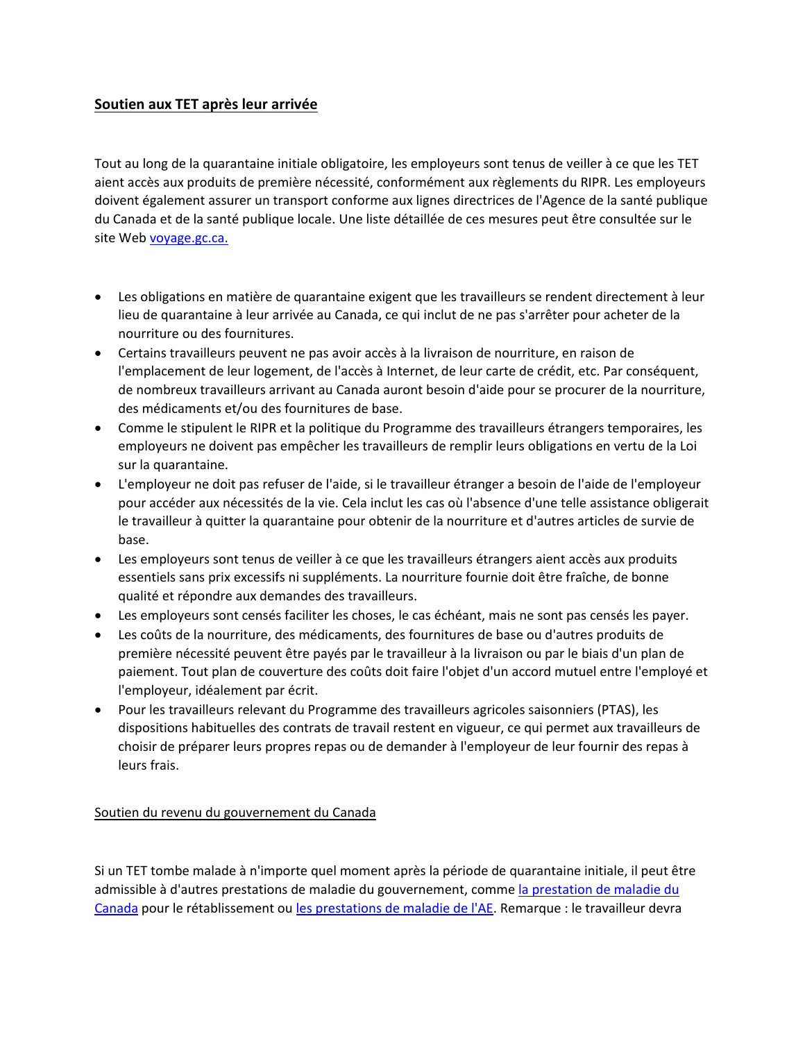## Soutien aux TET après leur arrivée

Tout au long de la quarantaine initiale obligatoire, les employeurs sont tenus de veiller à ce que les TET aient accès aux produits de première nécessité, conformément aux règlements du RIPR. Les employeurs doivent également assurer un transport conforme aux lignes directrices de l'Agence de la santé publique du Canada et de la santé publique locale. Une liste détaillée de ces mesures peut être consultée sur le site Web [voyage.gc.ca.](voyage.gc.ca)

- Les obligations en matière de quarantaine exigent que les travailleurs se rendent directement à leur lieu de quarantaine à leur arrivée au Canada, ce qui inclut de ne pas s'arrêter pour acheter de la nourriture ou des fournitures.
- Certains travailleurs peuvent ne pas avoir accès à la livraison de nourriture, en raison de l'emplacement de leur logement, de l'accès à Internet, de leur carte de crédit, etc. Par conséquent, de nombreux travailleurs arrivant au Canada auront besoin d'aide pour se procurer de la nourriture, des médicaments et/ou des fournitures de base.
- Comme le stipulent le RIPR et la politique du Programme des travailleurs étrangers temporaires, les employeurs ne doivent pas empêcher les travailleurs de remplir leurs obligations en vertu de la Loi sur la quarantaine.
- L'employeur ne doit pas refuser de l'aide, si le travailleur étranger a besoin de l'aide de l'employeur pour accéder aux nécessités de la vie. Cela inclut les cas où l'absence d'une telle assistance obligerait le travailleur à quitter la quarantaine pour obtenir de la nourriture et d'autres articles de survie de base.
- Les employeurs sont tenus de veiller à ce que les travailleurs étrangers aient accès aux produits essentiels sans prix excessifs ni suppléments. La nourriture fournie doit être fraîche, de bonne qualité et répondre aux demandes des travailleurs.
- Les employeurs sont censés faciliter les choses, le cas échéant, mais ne sont pas censés les payer.
- Les coûts de la nourriture, des médicaments, des fournitures de base ou d'autres produits de première nécessité peuvent être payés par le travailleur à la livraison ou par le biais d'un plan de paiement. Tout plan de couverture des coûts doit faire l'objet d'un accord mutuel entre l'employé et l'employeur, idéalement par écrit.
- Pour les travailleurs relevant du Programme des travailleurs agricoles saisonniers (PTAS), les dispositions habituelles des contrats de travail restent en vigueur, ce qui permet aux travailleurs de choisir de préparer leurs propres repas ou de demander à l'employeur de leur fournir des repas à leurs frais.

### Soutien du revenu du gouvernement du Canada

Si un TET tombe malade à n'importe quel moment après la période de quarantaine initiale, il peut être admissible à d'autres prestations de maladie du gouvernement, comme la prestation de maladie du Canada pour le rétablissement ou les prestations de maladie de l'AE. Remarque : le travailleur devra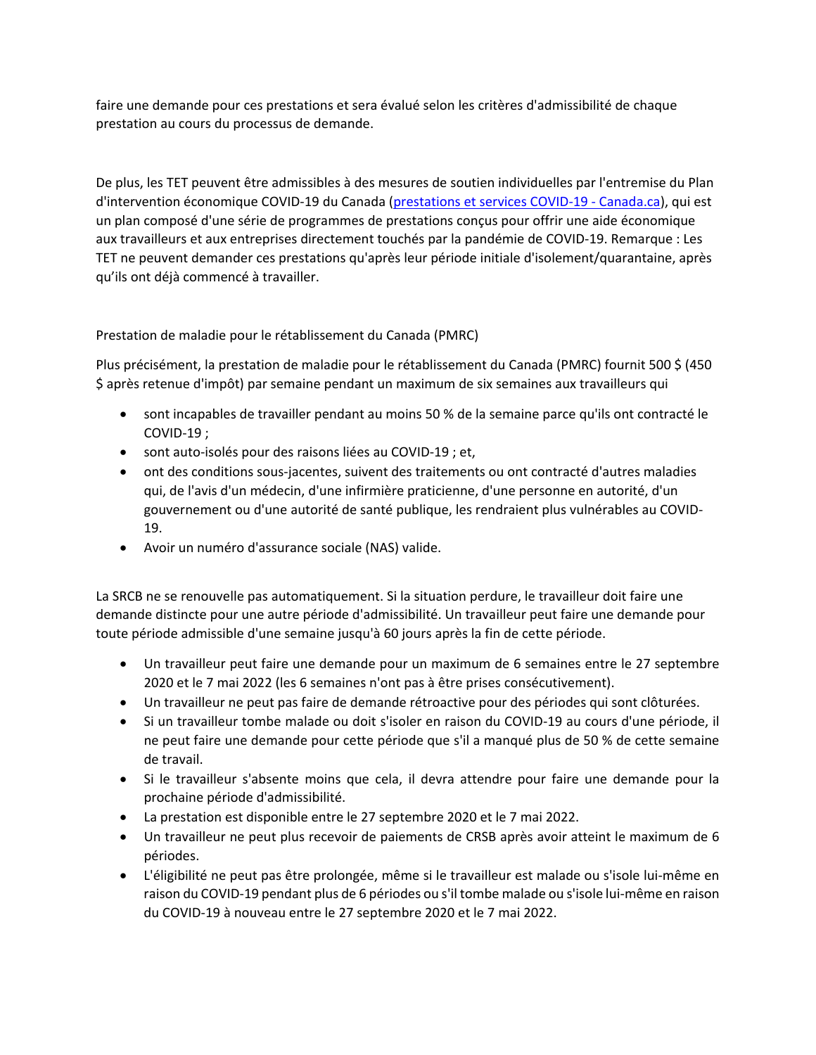faire une demande pour ces prestations et sera évalué selon les critères d'admissibilité de chaque prestation au cours du processus de demande.

De plus, les TET peuvent être admissibles à des mesures de soutien individuelles par l'entremise du Plan d'intervention économique COVID-19 du Canada ([prestations et services COVID-19 - Canada.ca]()), qui est un plan composé d'une série de programmes de prestations conçus pour offrir une aide économique aux travailleurs et aux entreprises directement touchés par la pandémie de COVID-19. Remarque : Les TET ne peuvent demander ces prestations qu'après leur période initiale d'isolement/quarantaine, après qu'ils ont déjà commencé à travailler.

Prestation de maladie pour le rétablissement du Canada (PMRC)

Plus précisément, la prestation de maladie pour le rétablissement du Canada (PMRC) fournit 500 $ (450 $ après retenue d'impôt) par semaine pendant un maximum de six semaines aux travailleurs qui

- sont incapables de travailler pendant au moins 50 % de la semaine parce qu'ils ont contracté le COVID-19 ;
- sont auto-isolés pour des raisons liées au COVID-19 ; et,
- ont des conditions sous-jacentes, suivent des traitements ou ont contracté d'autres maladies qui, de l'avis d'un médecin, d'une infirmière praticienne, d'une personne en autorité, d'un gouvernement ou d'une autorité de santé publique, les rendraient plus vulnérables au COVID-19.
- Avoir un numéro d'assurance sociale (NAS) valide.

La SRCB ne se renouvelle pas automatiquement. Si la situation perdure, le travailleur doit faire une demande distincte pour une autre période d'admissibilité. Un travailleur peut faire une demande pour toute période admissible d'une semaine jusqu'à 60 jours après la fin de cette période.

- Un travailleur peut faire une demande pour un maximum de 6 semaines entre le 27 septembre 2020 et le 7 mai 2022 (les 6 semaines n'ont pas à être prises consécutivement).
- Un travailleur ne peut pas faire de demande rétroactive pour des périodes qui sont clôturées.
- Si un travailleur tombe malade ou doit s'isoler en raison du COVID-19 au cours d'une période, il ne peut faire une demande pour cette période que s'il a manqué plus de 50 % de cette semaine de travail.
- Si le travailleur s'absente moins que cela, il devra attendre pour faire une demande pour la prochaine période d'admissibilité.
- La prestation est disponible entre le 27 septembre 2020 et le 7 mai 2022.
- Un travailleur ne peut plus recevoir de paiements de CRSB après avoir atteint le maximum de 6 périodes.
- L'éligibilité ne peut pas être prolongée, même si le travailleur est malade ou s'isole lui-même en raison du COVID-19 pendant plus de 6 périodes ou s'il tombe malade ou s'isole lui-même en raison du COVID-19 à nouveau entre le 27 septembre 2020 et le 7 mai 2022.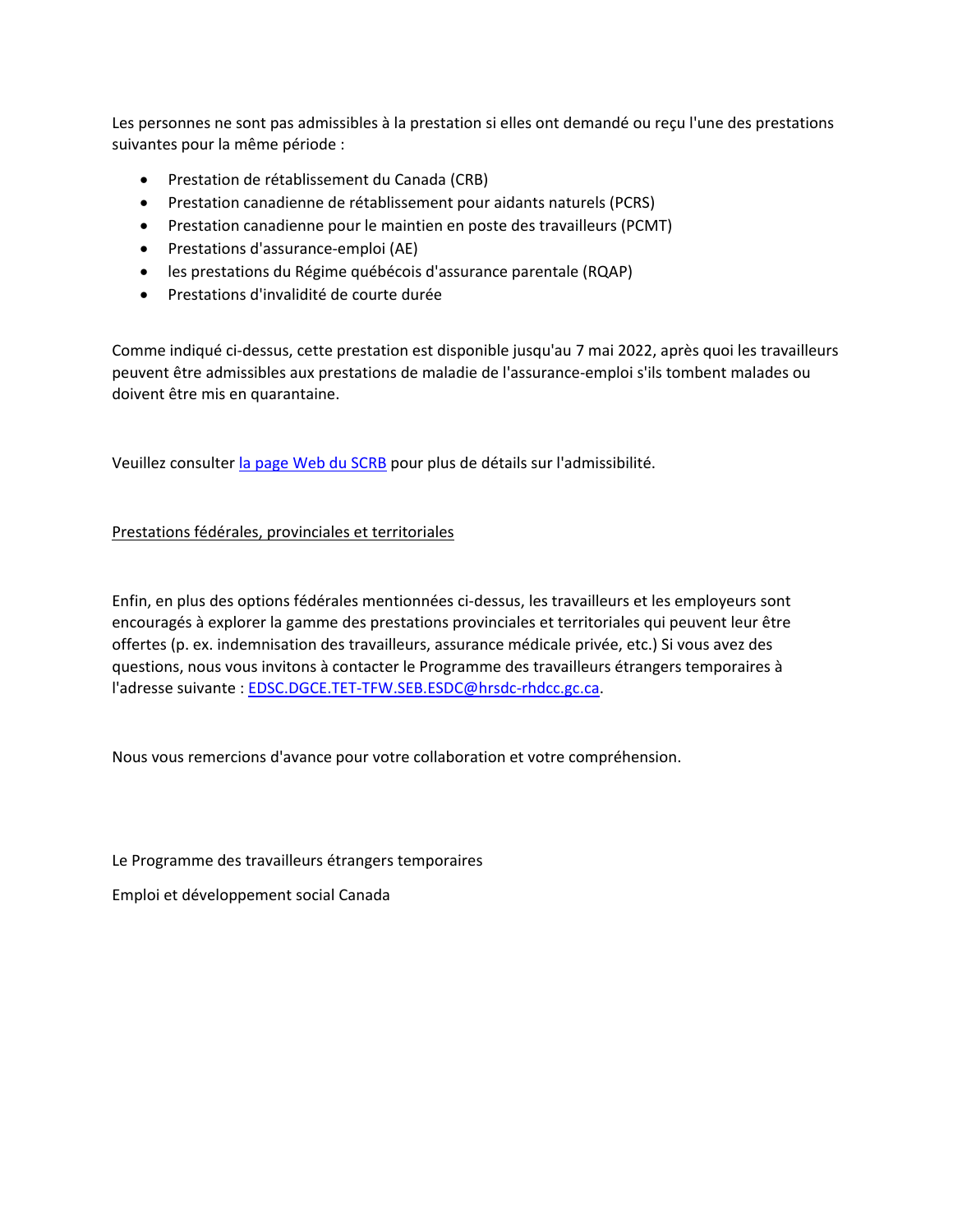Les personnes ne sont pas admissibles à la prestation si elles ont demandé ou reçu l'une des prestations suivantes pour la même période :

- Prestation de rétablissement du Canada (CRB)
- Prestation canadienne de rétablissement pour aidants naturels (PCRS)
- Prestation canadienne pour le maintien en poste des travailleurs (PCMT)
- Prestations d'assurance-emploi (AE)
- les prestations du Régime québécois d'assurance parentale (RQAP)
- Prestations d'invalidité de courte durée

Comme indiqué ci-dessus, cette prestation est disponible jusqu'au 7 mai 2022, après quoi les travailleurs peuvent être admissibles aux prestations de maladie de l'assurance-emploi s'ils tombent malades ou doivent être mis en quarantaine.

Veuillez consulter la page Web du SCRB pour plus de détails sur l'admissibilité.

Prestations fédérales, provinciales et territoriales

Enfin, en plus des options fédérales mentionnées ci-dessus, les travailleurs et les employeurs sont encouragés à explorer la gamme des prestations provinciales et territoriales qui peuvent leur être offertes (p. ex. indemnisation des travailleurs, assurance médicale privée, etc.) Si vous avez des questions, nous vous invitons à contacter le Programme des travailleurs étrangers temporaires à l'adresse suivante : EDSC.DGCE.TET-TFW.SEB.ESDC@hrsdc-rhdcc.gc.ca.

Nous vous remercions d'avance pour votre collaboration et votre compréhension.

Le Programme des travailleurs étrangers temporaires

Emploi et développement social Canada